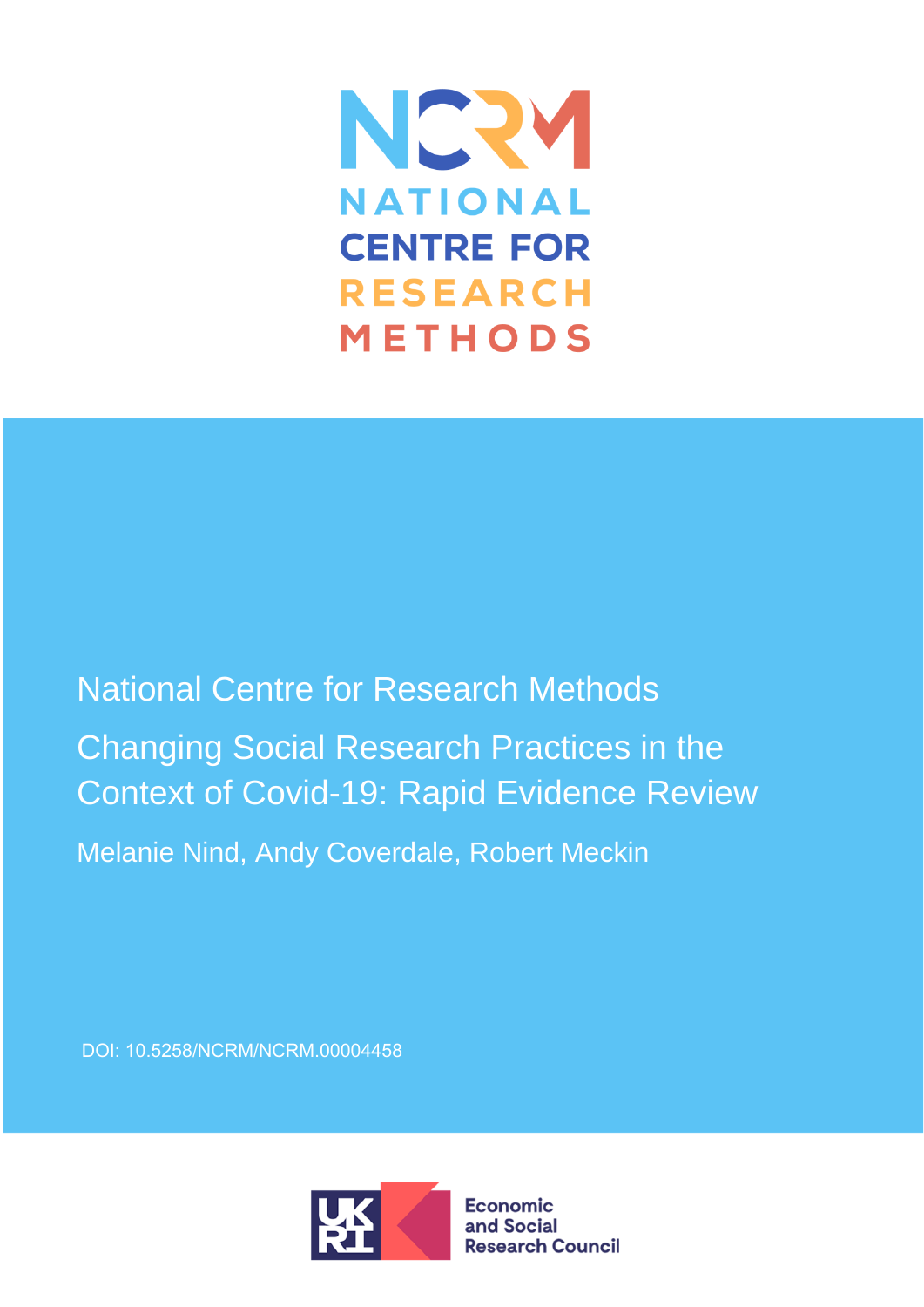NCRM

NATIONAL CENTRE FOR RESEARCH METHODS

National Centre for Research Methods

# Changing Social Research Practices in the Context of Covid-19: Rapid Evidence Review

Melanie Nind, Andy Coverdale, Robert Meckin

DOI: 10.5258/NCRM/NCRM.00004458

UKRI Economic and Social Research Council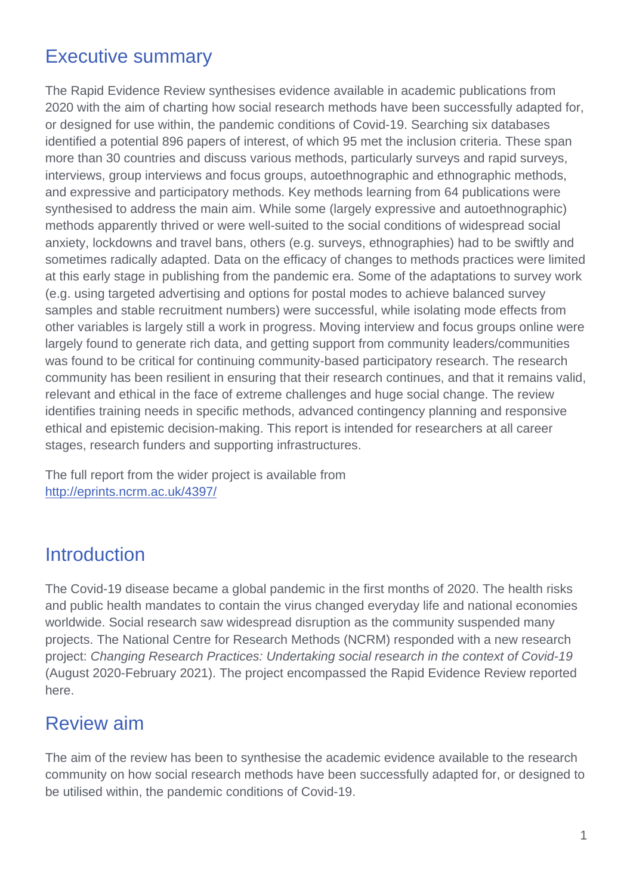## Executive summary

The Rapid Evidence Review synthesises evidence available in academic publications from 2020 with the aim of charting how social research methods have been successfully adapted for, or designed for use within, the pandemic conditions of Covid-19. Searching six databases identified a potential 896 papers of interest, of which 95 met the inclusion criteria. These span more than 30 countries and discuss various methods, particularly surveys and rapid surveys, interviews, group interviews and focus groups, autoethnographic and ethnographic methods, and expressive and participatory methods. Key methods learning from 64 publications were synthesised to address the main aim. While some (largely expressive and autoethnographic) methods apparently thrived or were well-suited to the social conditions of widespread social anxiety, lockdowns and travel bans, others (e.g. surveys, ethnographies) had to be swiftly and sometimes radically adapted. Data on the efficacy of changes to methods practices were limited at this early stage in publishing from the pandemic era. Some of the adaptations to survey work (e.g. using targeted advertising and options for postal modes to achieve balanced survey samples and stable recruitment numbers) were successful, while isolating mode effects from other variables is largely still a work in progress. Moving interview and focus groups online were largely found to generate rich data, and getting support from community leaders/communities was found to be critical for continuing community-based participatory research. The research community has been resilient in ensuring that their research continues, and that it remains valid, relevant and ethical in the face of extreme challenges and huge social change. The review identifies training needs in specific methods, advanced contingency planning and responsive ethical and epistemic decision-making. This report is intended for researchers at all career stages, research funders and supporting infrastructures.

The full report from the wider project is available from
[http://eprints.ncrm.ac.uk/4397/](http://eprints.ncrm.ac.uk/4397/)

## Introduction

The Covid-19 disease became a global pandemic in the first months of 2020. The health risks and public health mandates to contain the virus changed everyday life and national economies worldwide. Social research saw widespread disruption as the community suspended many projects. The National Centre for Research Methods (NCRM) responded with a new research project: *Changing Research Practices: Undertaking social research in the context of Covid-19* (August 2020-February 2021). The project encompassed the Rapid Evidence Review reported here.

## Review aim

The aim of the review has been to synthesise the academic evidence available to the research community on how social research methods have been successfully adapted for, or designed to be utilised within, the pandemic conditions of Covid-19.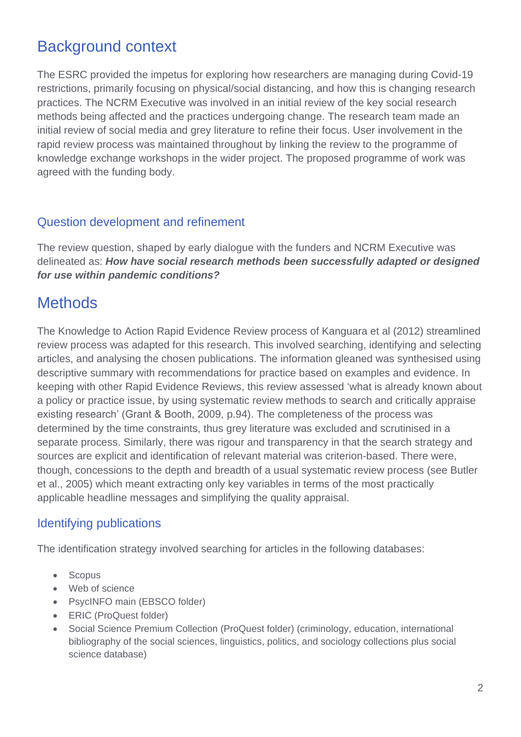# Background context

The ESRC provided the impetus for exploring how researchers are managing during Covid-19 restrictions, primarily focusing on physical/social distancing, and how this is changing research practices. The NCRM Executive was involved in an initial review of the key social research methods being affected and the practices undergoing change. The research team made an initial review of social media and grey literature to refine their focus. User involvement in the rapid review process was maintained throughout by linking the review to the programme of knowledge exchange workshops in the wider project. The proposed programme of work was agreed with the funding body.

## Question development and refinement

The review question, shaped by early dialogue with the funders and NCRM Executive was delineated as: ***How have social research methods been successfully adapted or designed for use within pandemic conditions?***

# Methods

The Knowledge to Action Rapid Evidence Review process of Kanguara et al (2012) streamlined review process was adapted for this research. This involved searching, identifying and selecting articles, and analysing the chosen publications. The information gleaned was synthesised using descriptive summary with recommendations for practice based on examples and evidence. In keeping with other Rapid Evidence Reviews, this review assessed 'what is already known about a policy or practice issue, by using systematic review methods to search and critically appraise existing research' (Grant & Booth, 2009, p.94). The completeness of the process was determined by the time constraints, thus grey literature was excluded and scrutinised in a separate process. Similarly, there was rigour and transparency in that the search strategy and sources are explicit and identification of relevant material was criterion-based. There were, though, concessions to the depth and breadth of a usual systematic review process (see Butler et al., 2005) which meant extracting only key variables in terms of the most practically applicable headline messages and simplifying the quality appraisal.

## Identifying publications

The identification strategy involved searching for articles in the following databases:

- Scopus
- Web of science
- PsycINFO main (EBSCO folder)
- ERIC (ProQuest folder)
- Social Science Premium Collection (ProQuest folder) (criminology, education, international bibliography of the social sciences, linguistics, politics, and sociology collections plus social science database)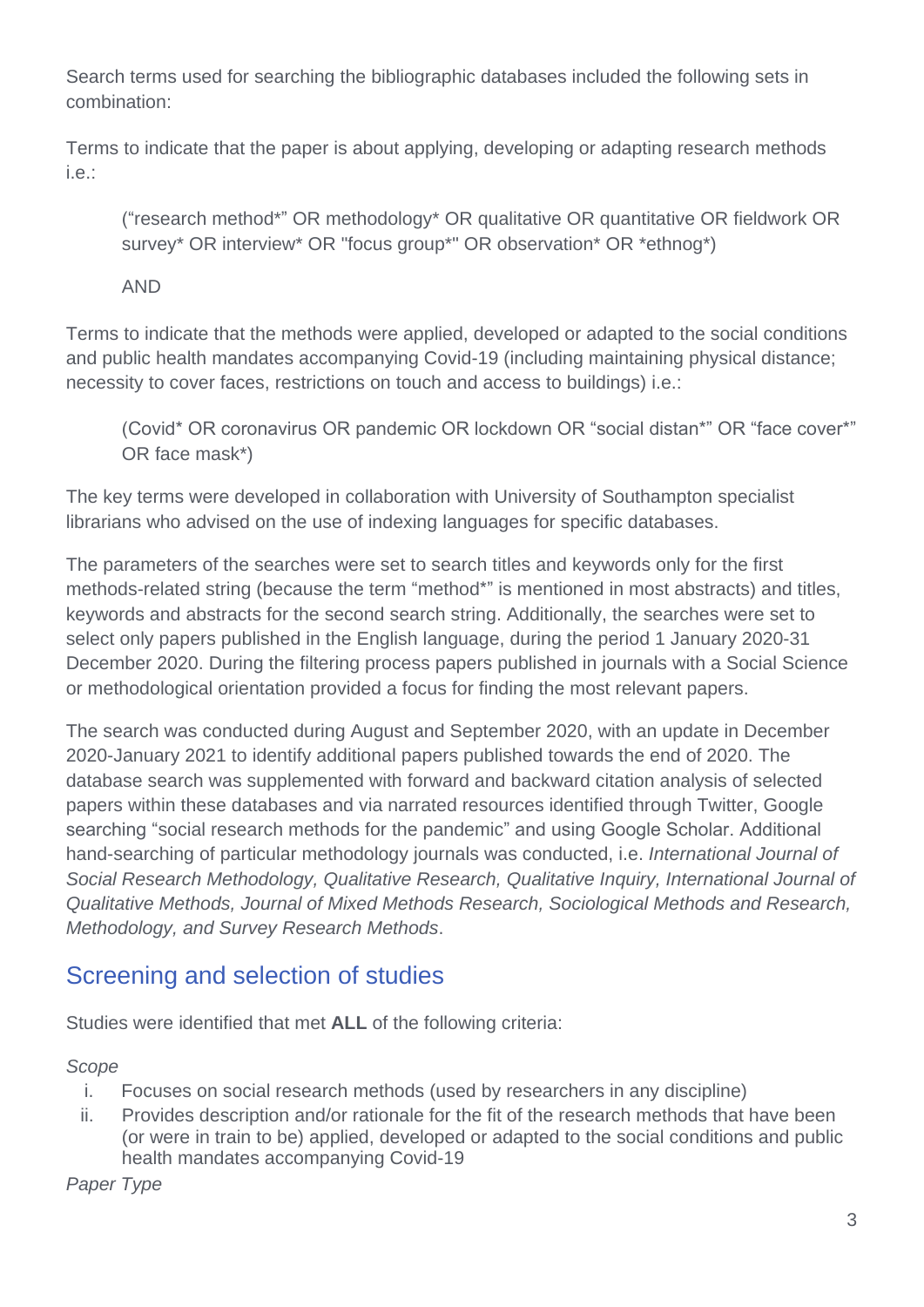Search terms used for searching the bibliographic databases included the following sets in combination:

Terms to indicate that the paper is about applying, developing or adapting research methods i.e.:

> ("research method*" OR methodology* OR qualitative OR quantitative OR fieldwork OR survey* OR interview* OR "focus group*" OR observation* OR *ethnog*)
>
> AND

Terms to indicate that the methods were applied, developed or adapted to the social conditions and public health mandates accompanying Covid-19 (including maintaining physical distance; necessity to cover faces, restrictions on touch and access to buildings) i.e.:

> (Covid* OR coronavirus OR pandemic OR lockdown OR "social distan*" OR "face cover*" OR face mask*)

The key terms were developed in collaboration with University of Southampton specialist librarians who advised on the use of indexing languages for specific databases.

The parameters of the searches were set to search titles and keywords only for the first methods-related string (because the term "method*" is mentioned in most abstracts) and titles, keywords and abstracts for the second search string. Additionally, the searches were set to select only papers published in the English language, during the period 1 January 2020-31 December 2020. During the filtering process papers published in journals with a Social Science or methodological orientation provided a focus for finding the most relevant papers.

The search was conducted during August and September 2020, with an update in December 2020-January 2021 to identify additional papers published towards the end of 2020. The database search was supplemented with forward and backward citation analysis of selected papers within these databases and via narrated resources identified through Twitter, Google searching "social research methods for the pandemic" and using Google Scholar. Additional hand-searching of particular methodology journals was conducted, i.e. *International Journal of Social Research Methodology, Qualitative Research, Qualitative Inquiry, International Journal of Qualitative Methods, Journal of Mixed Methods Research, Sociological Methods and Research, Methodology, and Survey Research Methods*.

## Screening and selection of studies

Studies were identified that met **ALL** of the following criteria:

*Scope*

i. Focuses on social research methods (used by researchers in any discipline)
ii. Provides description and/or rationale for the fit of the research methods that have been (or were in train to be) applied, developed or adapted to the social conditions and public health mandates accompanying Covid-19

*Paper Type*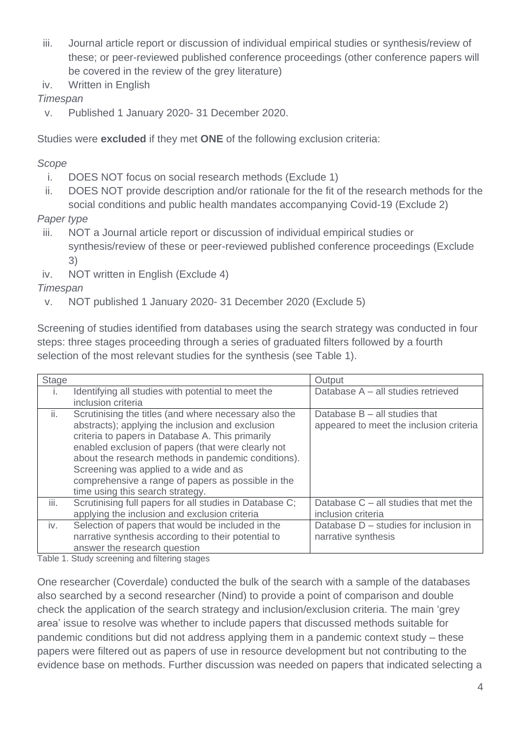iii. Journal article report or discussion of individual empirical studies or synthesis/review of these; or peer-reviewed published conference proceedings (other conference papers will be covered in the review of the grey literature)
iv. Written in English

*Timespan*

v. Published 1 January 2020- 31 December 2020.

Studies were **excluded** if they met **ONE** of the following exclusion criteria:

*Scope*

i. DOES NOT focus on social research methods (Exclude 1)
ii. DOES NOT provide description and/or rationale for the fit of the research methods for the social conditions and public health mandates accompanying Covid-19 (Exclude 2)

*Paper type*

iii. NOT a Journal article report or discussion of individual empirical studies or synthesis/review of these or peer-reviewed published conference proceedings (Exclude 3)
iv. NOT written in English (Exclude 4)

*Timespan*

v. NOT published 1 January 2020- 31 December 2020 (Exclude 5)

Screening of studies identified from databases using the search strategy was conducted in four steps: three stages proceeding through a series of graduated filters followed by a fourth selection of the most relevant studies for the synthesis (see Table 1).

| Stage | | Output |
|---|---|---|
| i. | Identifying all studies with potential to meet the inclusion criteria | Database A – all studies retrieved |
| ii. | Scrutinising the titles (and where necessary also the abstracts); applying the inclusion and exclusion criteria to papers in Database A. This primarily enabled exclusion of papers (that were clearly not about the research methods in pandemic conditions). Screening was applied to a wide and as comprehensive a range of papers as possible in the time using this search strategy. | Database B – all studies that appeared to meet the inclusion criteria |
| iii. | Scrutinising full papers for all studies in Database C; applying the inclusion and exclusion criteria | Database C – all studies that met the inclusion criteria |
| iv. | Selection of papers that would be included in the narrative synthesis according to their potential to answer the research question | Database D – studies for inclusion in narrative synthesis |

Table 1. Study screening and filtering stages

One researcher (Coverdale) conducted the bulk of the search with a sample of the databases also searched by a second researcher (Nind) to provide a point of comparison and double check the application of the search strategy and inclusion/exclusion criteria. The main 'grey area' issue to resolve was whether to include papers that discussed methods suitable for pandemic conditions but did not address applying them in a pandemic context study – these papers were filtered out as papers of use in resource development but not contributing to the evidence base on methods. Further discussion was needed on papers that indicated selecting a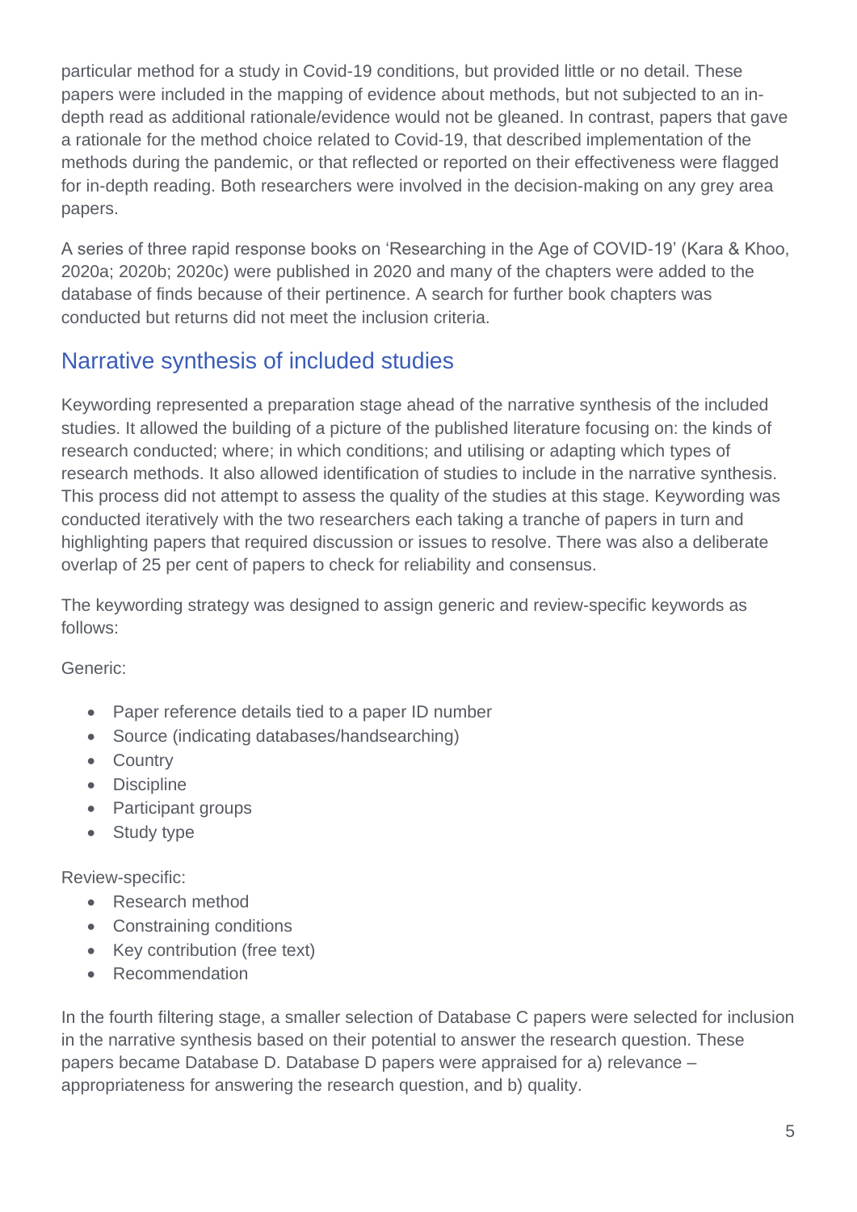particular method for a study in Covid-19 conditions, but provided little or no detail. These papers were included in the mapping of evidence about methods, but not subjected to an in-depth read as additional rationale/evidence would not be gleaned. In contrast, papers that gave a rationale for the method choice related to Covid-19, that described implementation of the methods during the pandemic, or that reflected or reported on their effectiveness were flagged for in-depth reading. Both researchers were involved in the decision-making on any grey area papers.

A series of three rapid response books on 'Researching in the Age of COVID-19' (Kara & Khoo, 2020a; 2020b; 2020c) were published in 2020 and many of the chapters were added to the database of finds because of their pertinence. A search for further book chapters was conducted but returns did not meet the inclusion criteria.

## Narrative synthesis of included studies

Keywording represented a preparation stage ahead of the narrative synthesis of the included studies. It allowed the building of a picture of the published literature focusing on: the kinds of research conducted; where; in which conditions; and utilising or adapting which types of research methods. It also allowed identification of studies to include in the narrative synthesis. This process did not attempt to assess the quality of the studies at this stage. Keywording was conducted iteratively with the two researchers each taking a tranche of papers in turn and highlighting papers that required discussion or issues to resolve. There was also a deliberate overlap of 25 per cent of papers to check for reliability and consensus.

The keywording strategy was designed to assign generic and review-specific keywords as follows:

Generic:

- Paper reference details tied to a paper ID number
- Source (indicating databases/handsearching)
- Country
- Discipline
- Participant groups
- Study type

Review-specific:

- Research method
- Constraining conditions
- Key contribution (free text)
- Recommendation

In the fourth filtering stage, a smaller selection of Database C papers were selected for inclusion in the narrative synthesis based on their potential to answer the research question. These papers became Database D. Database D papers were appraised for a) relevance – appropriateness for answering the research question, and b) quality.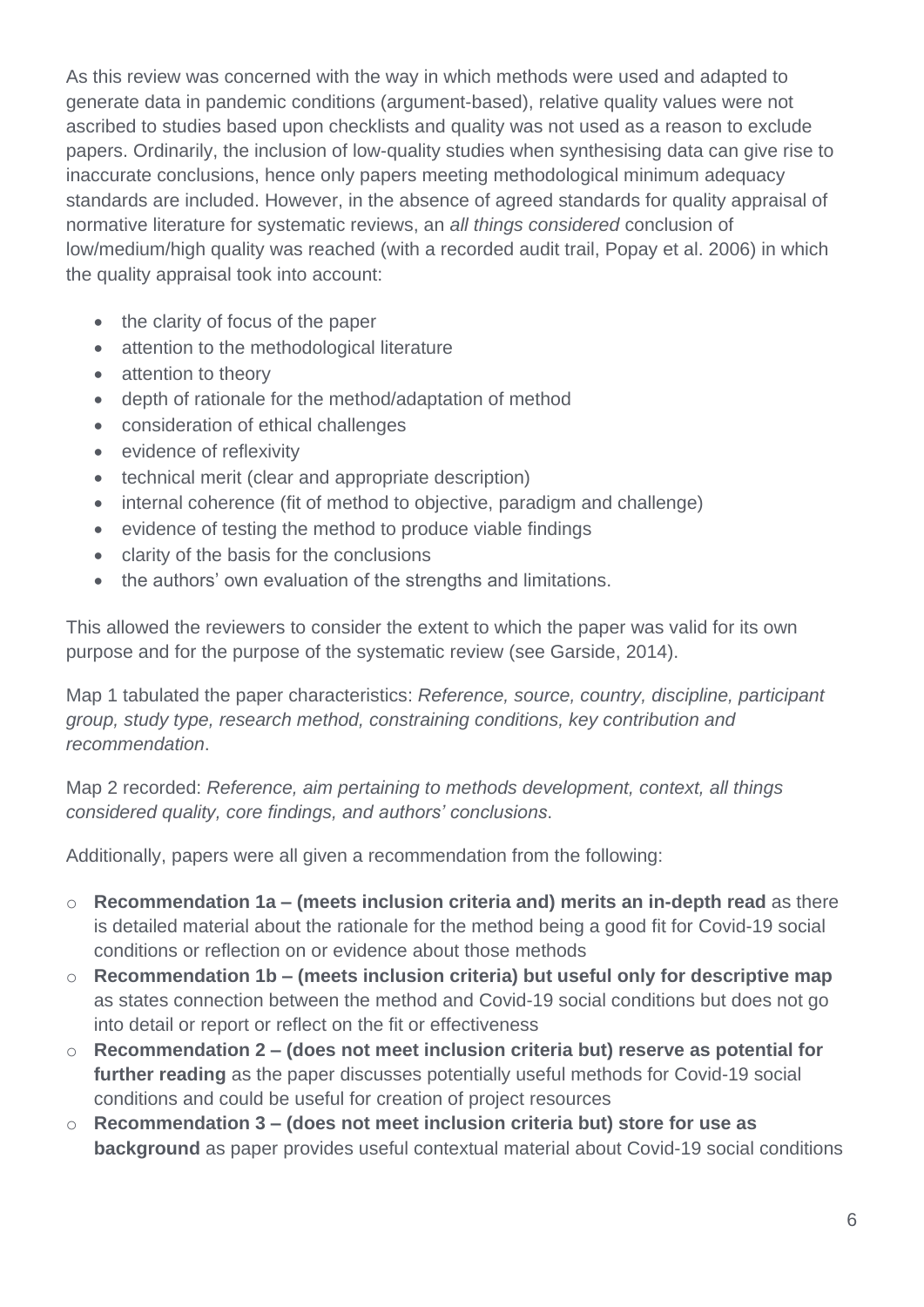As this review was concerned with the way in which methods were used and adapted to generate data in pandemic conditions (argument-based), relative quality values were not ascribed to studies based upon checklists and quality was not used as a reason to exclude papers. Ordinarily, the inclusion of low-quality studies when synthesising data can give rise to inaccurate conclusions, hence only papers meeting methodological minimum adequacy standards are included. However, in the absence of agreed standards for quality appraisal of normative literature for systematic reviews, an *all things considered* conclusion of low/medium/high quality was reached (with a recorded audit trail, Popay et al. 2006) in which the quality appraisal took into account:

- the clarity of focus of the paper
- attention to the methodological literature
- attention to theory
- depth of rationale for the method/adaptation of method
- consideration of ethical challenges
- evidence of reflexivity
- technical merit (clear and appropriate description)
- internal coherence (fit of method to objective, paradigm and challenge)
- evidence of testing the method to produce viable findings
- clarity of the basis for the conclusions
- the authors' own evaluation of the strengths and limitations.

This allowed the reviewers to consider the extent to which the paper was valid for its own purpose and for the purpose of the systematic review (see Garside, 2014).

Map 1 tabulated the paper characteristics: *Reference, source, country, discipline, participant group, study type, research method, constraining conditions, key contribution and recommendation*.

Map 2 recorded: *Reference, aim pertaining to methods development, context, all things considered quality, core findings, and authors' conclusions*.

Additionally, papers were all given a recommendation from the following:

- **Recommendation 1a – (meets inclusion criteria and) merits an in-depth read** as there is detailed material about the rationale for the method being a good fit for Covid-19 social conditions or reflection on or evidence about those methods
- **Recommendation 1b – (meets inclusion criteria) but useful only for descriptive map** as states connection between the method and Covid-19 social conditions but does not go into detail or report or reflect on the fit or effectiveness
- **Recommendation 2 – (does not meet inclusion criteria but) reserve as potential for further reading** as the paper discusses potentially useful methods for Covid-19 social conditions and could be useful for creation of project resources
- **Recommendation 3 – (does not meet inclusion criteria but) store for use as background** as paper provides useful contextual material about Covid-19 social conditions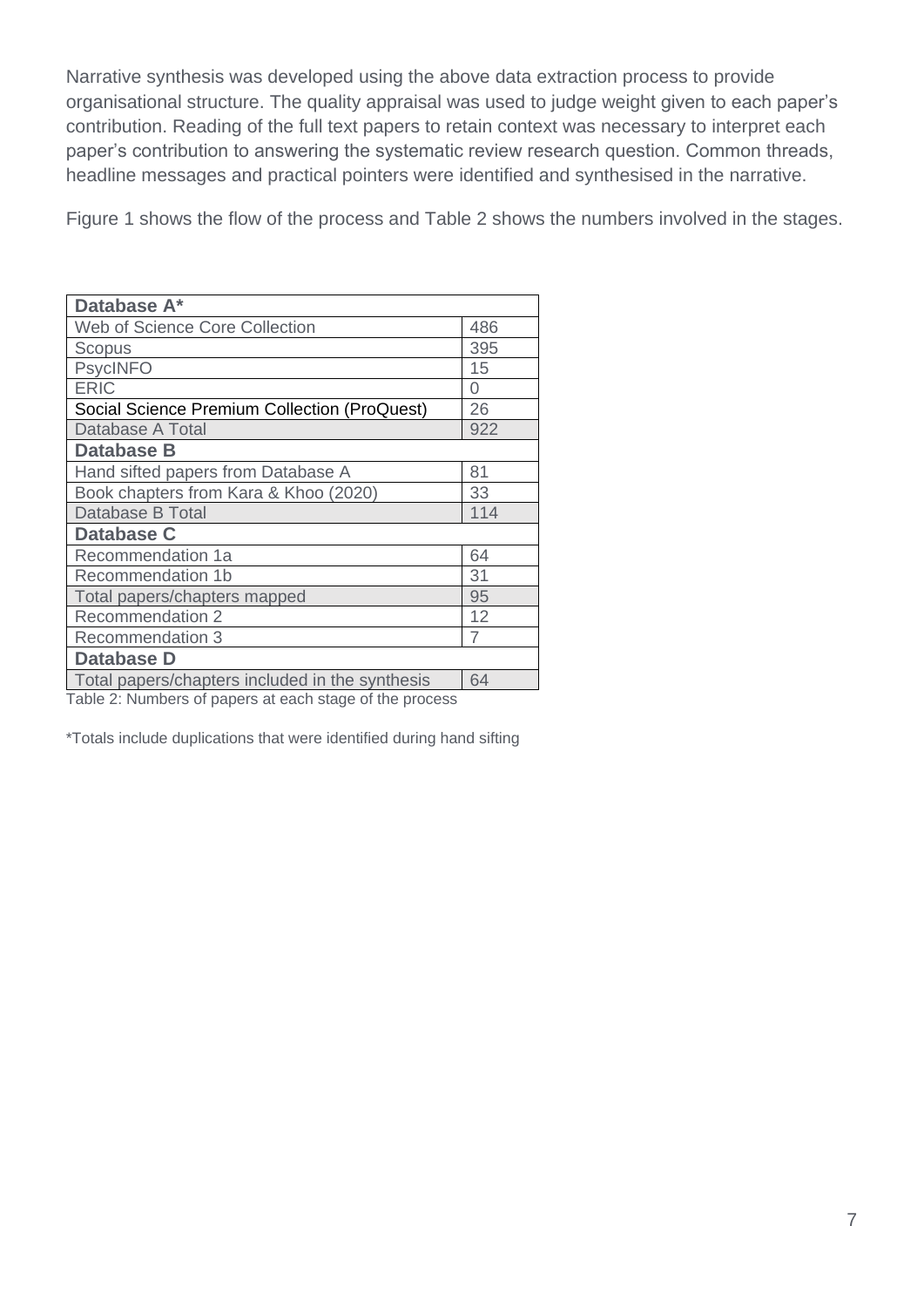Narrative synthesis was developed using the above data extraction process to provide organisational structure. The quality appraisal was used to judge weight given to each paper's contribution. Reading of the full text papers to retain context was necessary to interpret each paper's contribution to answering the systematic review research question. Common threads, headline messages and practical pointers were identified and synthesised in the narrative.

Figure 1 shows the flow of the process and Table 2 shows the numbers involved in the stages.

| **Database A*** | |
|---|---|
| Web of Science Core Collection | 486 |
| Scopus | 395 |
| PsycINFO | 15 |
| ERIC | 0 |
| Social Science Premium Collection (ProQuest) | 26 |
| Database A Total | 922 |
| **Database B** | |
| Hand sifted papers from Database A | 81 |
| Book chapters from Kara & Khoo (2020) | 33 |
| Database B Total | 114 |
| **Database C** | |
| Recommendation 1a | 64 |
| Recommendation 1b | 31 |
| Total papers/chapters mapped | 95 |
| Recommendation 2 | 12 |
| Recommendation 3 | 7 |
| **Database D** | |
| Total papers/chapters included in the synthesis | 64 |

Table 2: Numbers of papers at each stage of the process

*Totals include duplications that were identified during hand sifting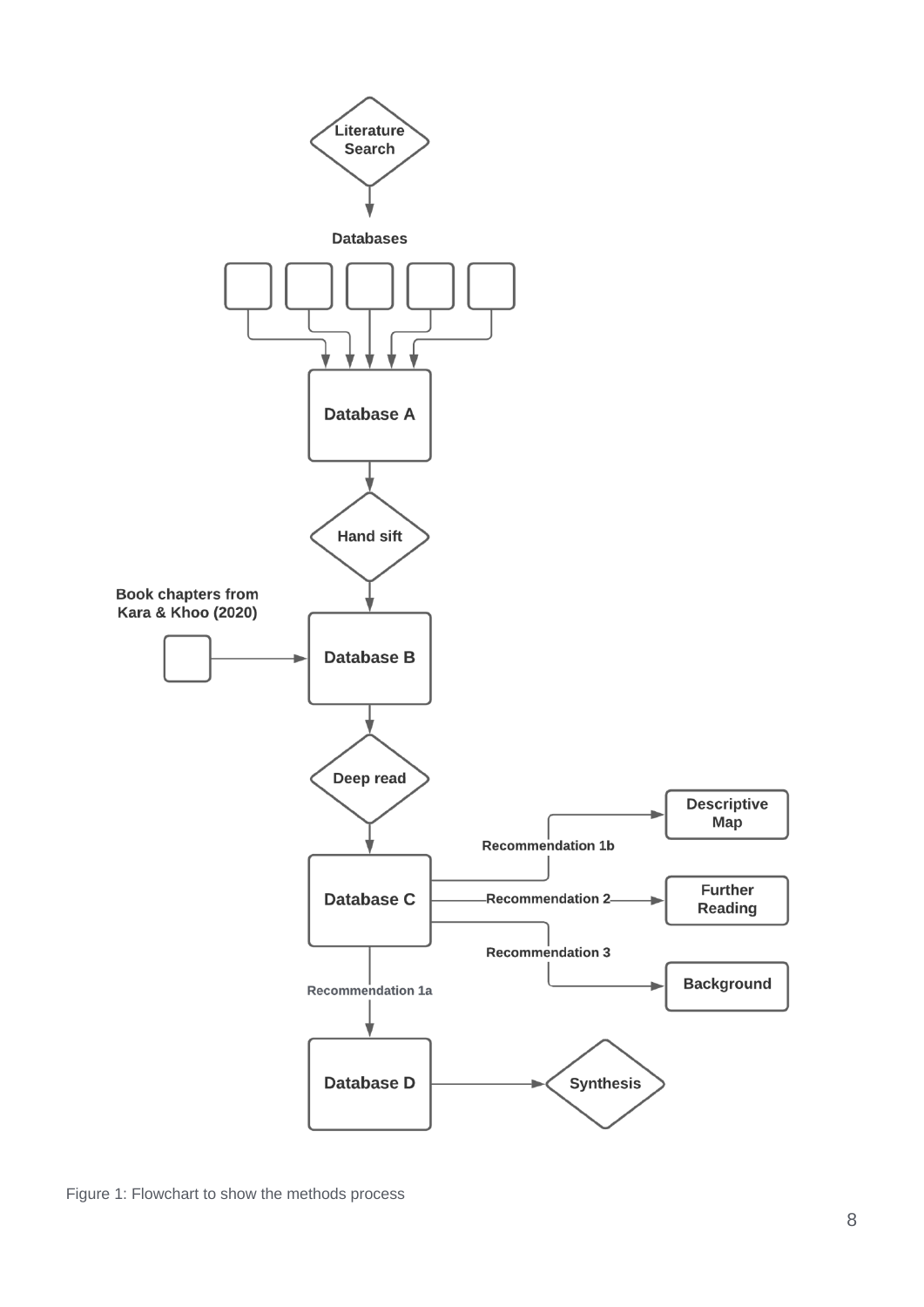Literature Search

Databases

Database A

Hand sift

Book chapters from Kara & Khoo (2020)

Database B

Deep read

Database C

Recommendation 1b

Descriptive Map

Recommendation 2

Further Reading

Recommendation 3

Background

Recommendation 1a

Database D

Synthesis

Figure 1: Flowchart to show the methods process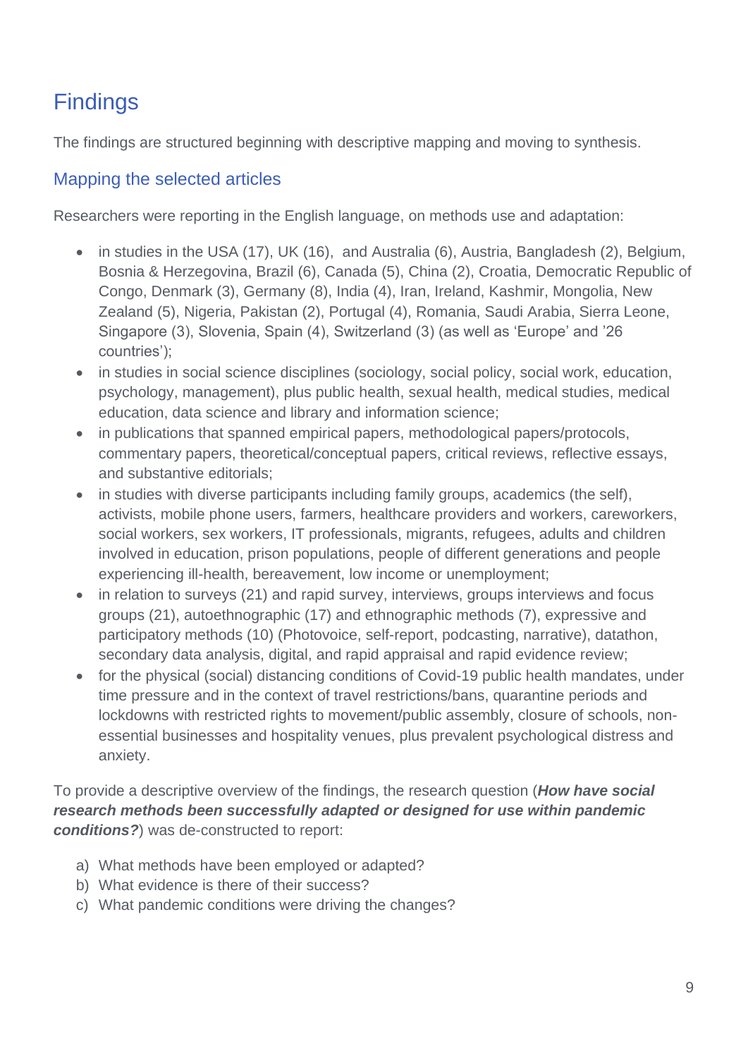# Findings

The findings are structured beginning with descriptive mapping and moving to synthesis.

## Mapping the selected articles

Researchers were reporting in the English language, on methods use and adaptation:

- in studies in the USA (17), UK (16), and Australia (6), Austria, Bangladesh (2), Belgium, Bosnia & Herzegovina, Brazil (6), Canada (5), China (2), Croatia, Democratic Republic of Congo, Denmark (3), Germany (8), India (4), Iran, Ireland, Kashmir, Mongolia, New Zealand (5), Nigeria, Pakistan (2), Portugal (4), Romania, Saudi Arabia, Sierra Leone, Singapore (3), Slovenia, Spain (4), Switzerland (3) (as well as 'Europe' and '26 countries');
- in studies in social science disciplines (sociology, social policy, social work, education, psychology, management), plus public health, sexual health, medical studies, medical education, data science and library and information science;
- in publications that spanned empirical papers, methodological papers/protocols, commentary papers, theoretical/conceptual papers, critical reviews, reflective essays, and substantive editorials;
- in studies with diverse participants including family groups, academics (the self), activists, mobile phone users, farmers, healthcare providers and workers, careworkers, social workers, sex workers, IT professionals, migrants, refugees, adults and children involved in education, prison populations, people of different generations and people experiencing ill-health, bereavement, low income or unemployment;
- in relation to surveys (21) and rapid survey, interviews, groups interviews and focus groups (21), autoethnographic (17) and ethnographic methods (7), expressive and participatory methods (10) (Photovoice, self-report, podcasting, narrative), datathon, secondary data analysis, digital, and rapid appraisal and rapid evidence review;
- for the physical (social) distancing conditions of Covid-19 public health mandates, under time pressure and in the context of travel restrictions/bans, quarantine periods and lockdowns with restricted rights to movement/public assembly, closure of schools, non-essential businesses and hospitality venues, plus prevalent psychological distress and anxiety.

To provide a descriptive overview of the findings, the research question (***How have social research methods been successfully adapted or designed for use within pandemic conditions?***) was de-constructed to report:

a) What methods have been employed or adapted?
b) What evidence is there of their success?
c) What pandemic conditions were driving the changes?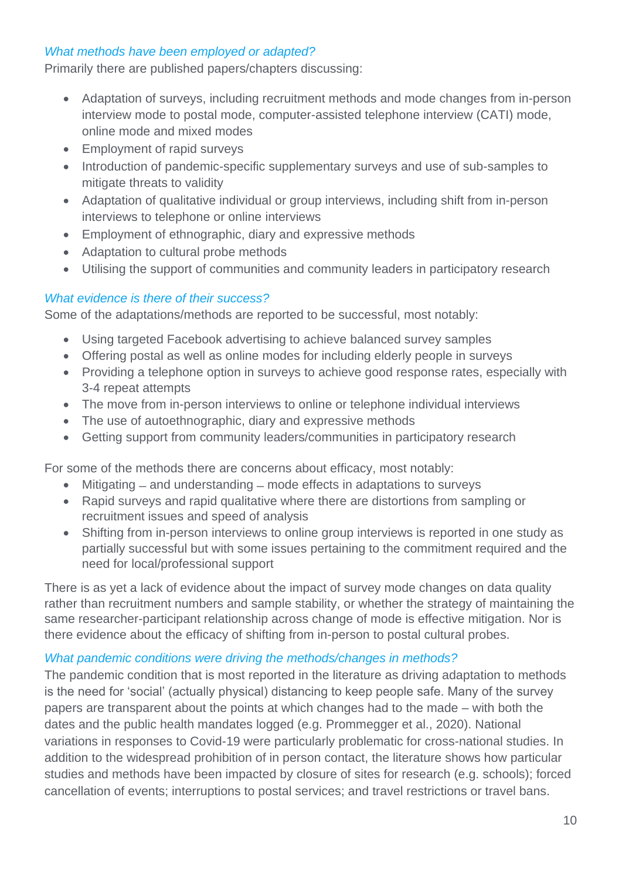### *What methods have been employed or adapted?*

Primarily there are published papers/chapters discussing:

- Adaptation of surveys, including recruitment methods and mode changes from in-person interview mode to postal mode, computer-assisted telephone interview (CATI) mode, online mode and mixed modes
- Employment of rapid surveys
- Introduction of pandemic-specific supplementary surveys and use of sub-samples to mitigate threats to validity
- Adaptation of qualitative individual or group interviews, including shift from in-person interviews to telephone or online interviews
- Employment of ethnographic, diary and expressive methods
- Adaptation to cultural probe methods
- Utilising the support of communities and community leaders in participatory research

### *What evidence is there of their success?*

Some of the adaptations/methods are reported to be successful, most notably:

- Using targeted Facebook advertising to achieve balanced survey samples
- Offering postal as well as online modes for including elderly people in surveys
- Providing a telephone option in surveys to achieve good response rates, especially with 3-4 repeat attempts
- The move from in-person interviews to online or telephone individual interviews
- The use of autoethnographic, diary and expressive methods
- Getting support from community leaders/communities in participatory research

For some of the methods there are concerns about efficacy, most notably:

- Mitigating – and understanding – mode effects in adaptations to surveys
- Rapid surveys and rapid qualitative where there are distortions from sampling or recruitment issues and speed of analysis
- Shifting from in-person interviews to online group interviews is reported in one study as partially successful but with some issues pertaining to the commitment required and the need for local/professional support

There is as yet a lack of evidence about the impact of survey mode changes on data quality rather than recruitment numbers and sample stability, or whether the strategy of maintaining the same researcher-participant relationship across change of mode is effective mitigation. Nor is there evidence about the efficacy of shifting from in-person to postal cultural probes.

### *What pandemic conditions were driving the methods/changes in methods?*

The pandemic condition that is most reported in the literature as driving adaptation to methods is the need for 'social' (actually physical) distancing to keep people safe. Many of the survey papers are transparent about the points at which changes had to the made – with both the dates and the public health mandates logged (e.g. Prommegger et al., 2020). National variations in responses to Covid-19 were particularly problematic for cross-national studies. In addition to the widespread prohibition of in person contact, the literature shows how particular studies and methods have been impacted by closure of sites for research (e.g. schools); forced cancellation of events; interruptions to postal services; and travel restrictions or travel bans.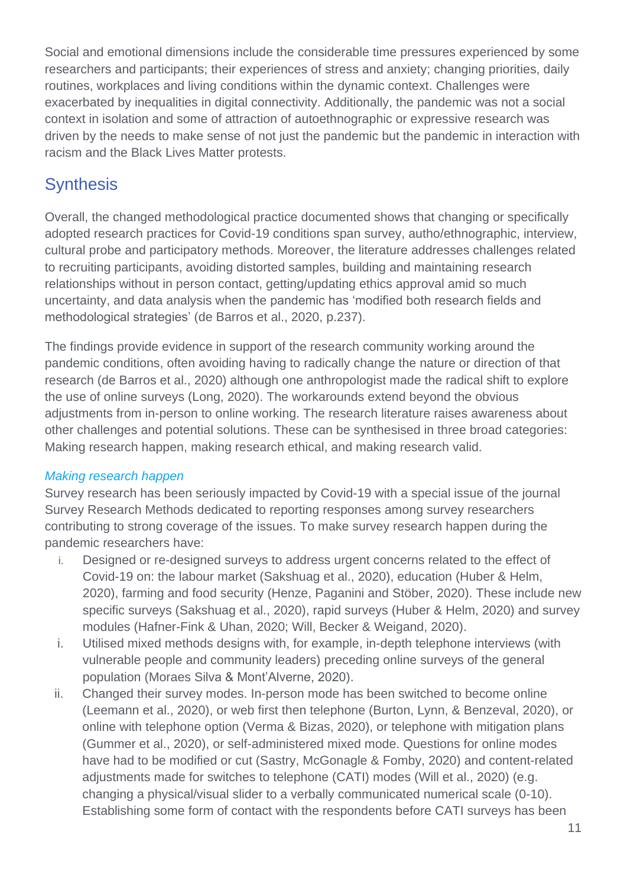Social and emotional dimensions include the considerable time pressures experienced by some researchers and participants; their experiences of stress and anxiety; changing priorities, daily routines, workplaces and living conditions within the dynamic context. Challenges were exacerbated by inequalities in digital connectivity. Additionally, the pandemic was not a social context in isolation and some of attraction of autoethnographic or expressive research was driven by the needs to make sense of not just the pandemic but the pandemic in interaction with racism and the Black Lives Matter protests.

## Synthesis

Overall, the changed methodological practice documented shows that changing or specifically adopted research practices for Covid-19 conditions span survey, autho/ethnographic, interview, cultural probe and participatory methods. Moreover, the literature addresses challenges related to recruiting participants, avoiding distorted samples, building and maintaining research relationships without in person contact, getting/updating ethics approval amid so much uncertainty, and data analysis when the pandemic has 'modified both research fields and methodological strategies' (de Barros et al., 2020, p.237).

The findings provide evidence in support of the research community working around the pandemic conditions, often avoiding having to radically change the nature or direction of that research (de Barros et al., 2020) although one anthropologist made the radical shift to explore the use of online surveys (Long, 2020). The workarounds extend beyond the obvious adjustments from in-person to online working. The research literature raises awareness about other challenges and potential solutions. These can be synthesised in three broad categories: Making research happen, making research ethical, and making research valid.

### *Making research happen*

Survey research has been seriously impacted by Covid-19 with a special issue of the journal Survey Research Methods dedicated to reporting responses among survey researchers contributing to strong coverage of the issues. To make survey research happen during the pandemic researchers have:

i. Designed or re-designed surveys to address urgent concerns related to the effect of Covid-19 on: the labour market (Sakshuag et al., 2020), education (Huber & Helm, 2020), farming and food security (Henze, Paganini and Stöber, 2020). These include new specific surveys (Sakshuag et al., 2020), rapid surveys (Huber & Helm, 2020) and survey modules (Hafner-Fink & Uhan, 2020; Will, Becker & Weigand, 2020).

i. Utilised mixed methods designs with, for example, in-depth telephone interviews (with vulnerable people and community leaders) preceding online surveys of the general population (Moraes Silva & Mont'Alverne, 2020).

ii. Changed their survey modes. In-person mode has been switched to become online (Leemann et al., 2020), or web first then telephone (Burton, Lynn, & Benzeval, 2020), or online with telephone option (Verma & Bizas, 2020), or telephone with mitigation plans (Gummer et al., 2020), or self-administered mixed mode. Questions for online modes have had to be modified or cut (Sastry, McGonagle & Fomby, 2020) and content-related adjustments made for switches to telephone (CATI) modes (Will et al., 2020) (e.g. changing a physical/visual slider to a verbally communicated numerical scale (0-10). Establishing some form of contact with the respondents before CATI surveys has been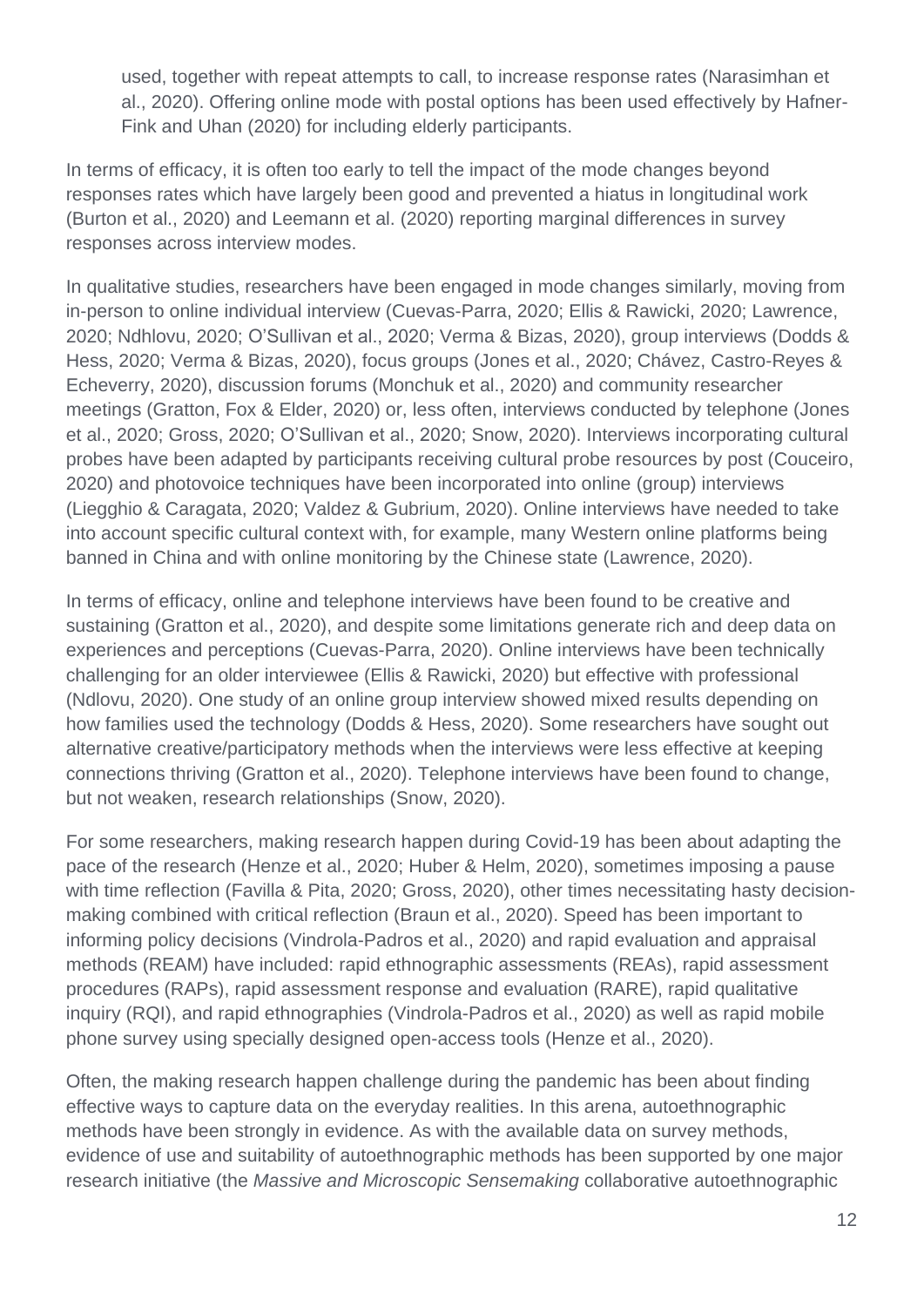used, together with repeat attempts to call, to increase response rates (Narasimhan et al., 2020). Offering online mode with postal options has been used effectively by Hafner-Fink and Uhan (2020) for including elderly participants.

In terms of efficacy, it is often too early to tell the impact of the mode changes beyond responses rates which have largely been good and prevented a hiatus in longitudinal work (Burton et al., 2020) and Leemann et al. (2020) reporting marginal differences in survey responses across interview modes.

In qualitative studies, researchers have been engaged in mode changes similarly, moving from in-person to online individual interview (Cuevas-Parra, 2020; Ellis & Rawicki, 2020; Lawrence, 2020; Ndhlovu, 2020; O'Sullivan et al., 2020; Verma & Bizas, 2020), group interviews (Dodds & Hess, 2020; Verma & Bizas, 2020), focus groups (Jones et al., 2020; Chávez, Castro-Reyes & Echeverry, 2020), discussion forums (Monchuk et al., 2020) and community researcher meetings (Gratton, Fox & Elder, 2020) or, less often, interviews conducted by telephone (Jones et al., 2020; Gross, 2020; O'Sullivan et al., 2020; Snow, 2020). Interviews incorporating cultural probes have been adapted by participants receiving cultural probe resources by post (Couceiro, 2020) and photovoice techniques have been incorporated into online (group) interviews (Liegghio & Caragata, 2020; Valdez & Gubrium, 2020). Online interviews have needed to take into account specific cultural context with, for example, many Western online platforms being banned in China and with online monitoring by the Chinese state (Lawrence, 2020).

In terms of efficacy, online and telephone interviews have been found to be creative and sustaining (Gratton et al., 2020), and despite some limitations generate rich and deep data on experiences and perceptions (Cuevas-Parra, 2020). Online interviews have been technically challenging for an older interviewee (Ellis & Rawicki, 2020) but effective with professional (Ndlovu, 2020). One study of an online group interview showed mixed results depending on how families used the technology (Dodds & Hess, 2020). Some researchers have sought out alternative creative/participatory methods when the interviews were less effective at keeping connections thriving (Gratton et al., 2020). Telephone interviews have been found to change, but not weaken, research relationships (Snow, 2020).

For some researchers, making research happen during Covid-19 has been about adapting the pace of the research (Henze et al., 2020; Huber & Helm, 2020), sometimes imposing a pause with time reflection (Favilla & Pita, 2020; Gross, 2020), other times necessitating hasty decision-making combined with critical reflection (Braun et al., 2020). Speed has been important to informing policy decisions (Vindrola-Padros et al., 2020) and rapid evaluation and appraisal methods (REAM) have included: rapid ethnographic assessments (REAs), rapid assessment procedures (RAPs), rapid assessment response and evaluation (RARE), rapid qualitative inquiry (RQI), and rapid ethnographies (Vindrola-Padros et al., 2020) as well as rapid mobile phone survey using specially designed open-access tools (Henze et al., 2020).

Often, the making research happen challenge during the pandemic has been about finding effective ways to capture data on the everyday realities. In this arena, autoethnographic methods have been strongly in evidence. As with the available data on survey methods, evidence of use and suitability of autoethnographic methods has been supported by one major research initiative (the *Massive and Microscopic Sensemaking* collaborative autoethnographic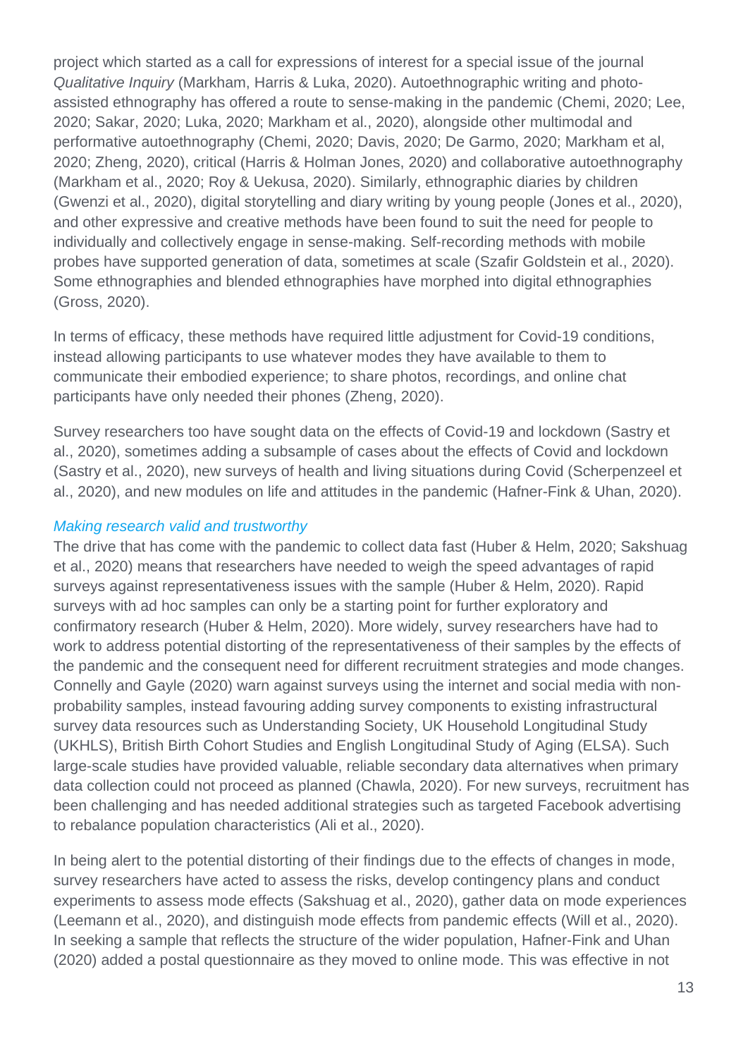project which started as a call for expressions of interest for a special issue of the journal *Qualitative Inquiry* (Markham, Harris & Luka, 2020). Autoethnographic writing and photo-assisted ethnography has offered a route to sense-making in the pandemic (Chemi, 2020; Lee, 2020; Sakar, 2020; Luka, 2020; Markham et al., 2020), alongside other multimodal and performative autoethnography (Chemi, 2020; Davis, 2020; De Garmo, 2020; Markham et al, 2020; Zheng, 2020), critical (Harris & Holman Jones, 2020) and collaborative autoethnography (Markham et al., 2020; Roy & Uekusa, 2020). Similarly, ethnographic diaries by children (Gwenzi et al., 2020), digital storytelling and diary writing by young people (Jones et al., 2020), and other expressive and creative methods have been found to suit the need for people to individually and collectively engage in sense-making. Self-recording methods with mobile probes have supported generation of data, sometimes at scale (Szafir Goldstein et al., 2020). Some ethnographies and blended ethnographies have morphed into digital ethnographies (Gross, 2020).

In terms of efficacy, these methods have required little adjustment for Covid-19 conditions, instead allowing participants to use whatever modes they have available to them to communicate their embodied experience; to share photos, recordings, and online chat participants have only needed their phones (Zheng, 2020).

Survey researchers too have sought data on the effects of Covid-19 and lockdown (Sastry et al., 2020), sometimes adding a subsample of cases about the effects of Covid and lockdown (Sastry et al., 2020), new surveys of health and living situations during Covid (Scherpenzeel et al., 2020), and new modules on life and attitudes in the pandemic (Hafner-Fink & Uhan, 2020).

### *Making research valid and trustworthy*

The drive that has come with the pandemic to collect data fast (Huber & Helm, 2020; Sakshuag et al., 2020) means that researchers have needed to weigh the speed advantages of rapid surveys against representativeness issues with the sample (Huber & Helm, 2020). Rapid surveys with ad hoc samples can only be a starting point for further exploratory and confirmatory research (Huber & Helm, 2020). More widely, survey researchers have had to work to address potential distorting of the representativeness of their samples by the effects of the pandemic and the consequent need for different recruitment strategies and mode changes. Connelly and Gayle (2020) warn against surveys using the internet and social media with non-probability samples, instead favouring adding survey components to existing infrastructural survey data resources such as Understanding Society, UK Household Longitudinal Study (UKHLS), British Birth Cohort Studies and English Longitudinal Study of Aging (ELSA). Such large-scale studies have provided valuable, reliable secondary data alternatives when primary data collection could not proceed as planned (Chawla, 2020). For new surveys, recruitment has been challenging and has needed additional strategies such as targeted Facebook advertising to rebalance population characteristics (Ali et al., 2020).

In being alert to the potential distorting of their findings due to the effects of changes in mode, survey researchers have acted to assess the risks, develop contingency plans and conduct experiments to assess mode effects (Sakshuag et al., 2020), gather data on mode experiences (Leemann et al., 2020), and distinguish mode effects from pandemic effects (Will et al., 2020). In seeking a sample that reflects the structure of the wider population, Hafner-Fink and Uhan (2020) added a postal questionnaire as they moved to online mode. This was effective in not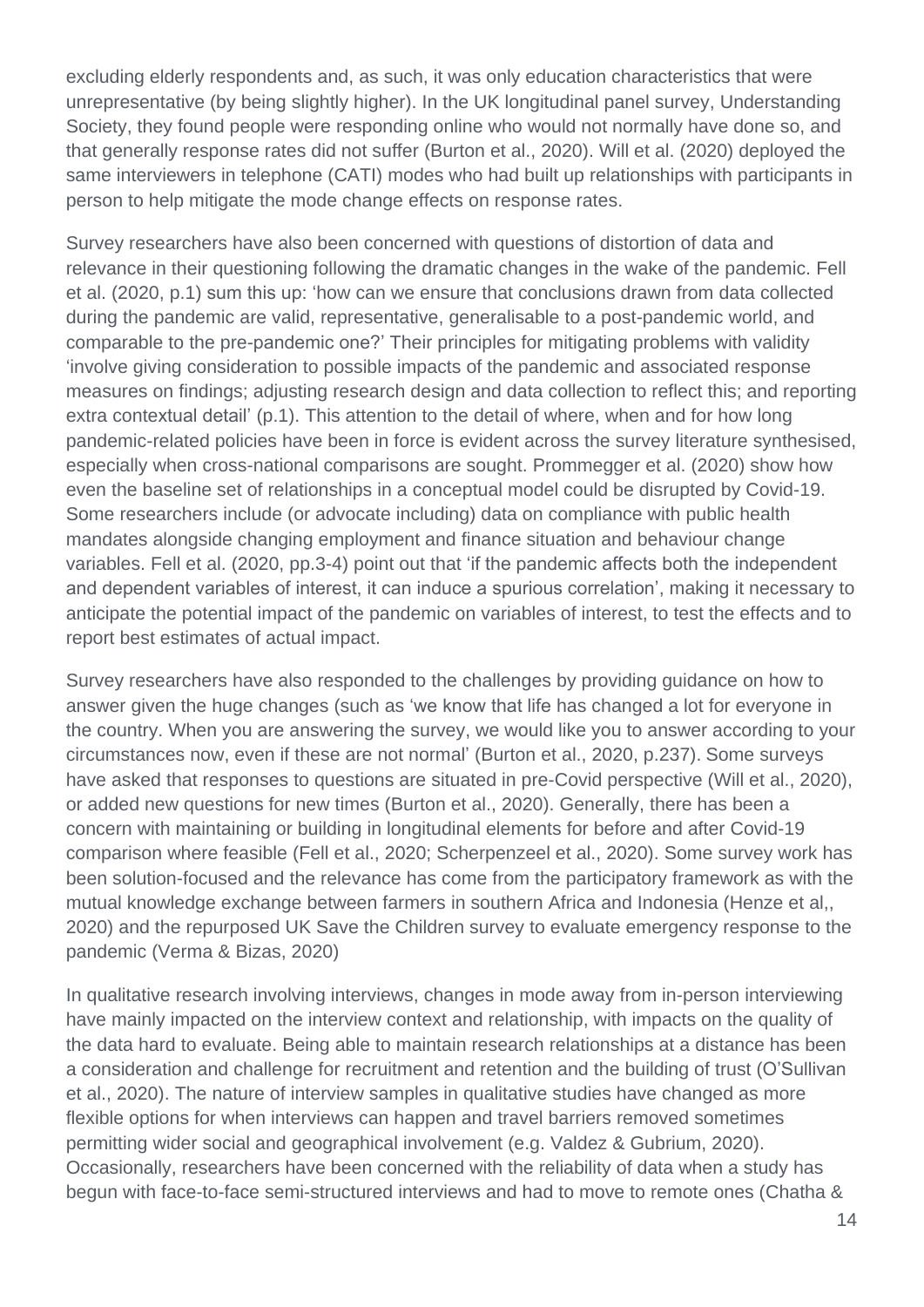excluding elderly respondents and, as such, it was only education characteristics that were unrepresentative (by being slightly higher). In the UK longitudinal panel survey, Understanding Society, they found people were responding online who would not normally have done so, and that generally response rates did not suffer (Burton et al., 2020). Will et al. (2020) deployed the same interviewers in telephone (CATI) modes who had built up relationships with participants in person to help mitigate the mode change effects on response rates.

Survey researchers have also been concerned with questions of distortion of data and relevance in their questioning following the dramatic changes in the wake of the pandemic. Fell et al. (2020, p.1) sum this up: 'how can we ensure that conclusions drawn from data collected during the pandemic are valid, representative, generalisable to a post-pandemic world, and comparable to the pre-pandemic one?' Their principles for mitigating problems with validity 'involve giving consideration to possible impacts of the pandemic and associated response measures on findings; adjusting research design and data collection to reflect this; and reporting extra contextual detail' (p.1). This attention to the detail of where, when and for how long pandemic-related policies have been in force is evident across the survey literature synthesised, especially when cross-national comparisons are sought. Prommegger et al. (2020) show how even the baseline set of relationships in a conceptual model could be disrupted by Covid-19. Some researchers include (or advocate including) data on compliance with public health mandates alongside changing employment and finance situation and behaviour change variables. Fell et al. (2020, pp.3-4) point out that 'if the pandemic affects both the independent and dependent variables of interest, it can induce a spurious correlation', making it necessary to anticipate the potential impact of the pandemic on variables of interest, to test the effects and to report best estimates of actual impact.

Survey researchers have also responded to the challenges by providing guidance on how to answer given the huge changes (such as 'we know that life has changed a lot for everyone in the country. When you are answering the survey, we would like you to answer according to your circumstances now, even if these are not normal' (Burton et al., 2020, p.237). Some surveys have asked that responses to questions are situated in pre-Covid perspective (Will et al., 2020), or added new questions for new times (Burton et al., 2020). Generally, there has been a concern with maintaining or building in longitudinal elements for before and after Covid-19 comparison where feasible (Fell et al., 2020; Scherpenzeel et al., 2020). Some survey work has been solution-focused and the relevance has come from the participatory framework as with the mutual knowledge exchange between farmers in southern Africa and Indonesia (Henze et al,, 2020) and the repurposed UK Save the Children survey to evaluate emergency response to the pandemic (Verma & Bizas, 2020)

In qualitative research involving interviews, changes in mode away from in-person interviewing have mainly impacted on the interview context and relationship, with impacts on the quality of the data hard to evaluate. Being able to maintain research relationships at a distance has been a consideration and challenge for recruitment and retention and the building of trust (O'Sullivan et al., 2020). The nature of interview samples in qualitative studies have changed as more flexible options for when interviews can happen and travel barriers removed sometimes permitting wider social and geographical involvement (e.g. Valdez & Gubrium, 2020). Occasionally, researchers have been concerned with the reliability of data when a study has begun with face-to-face semi-structured interviews and had to move to remote ones (Chatha &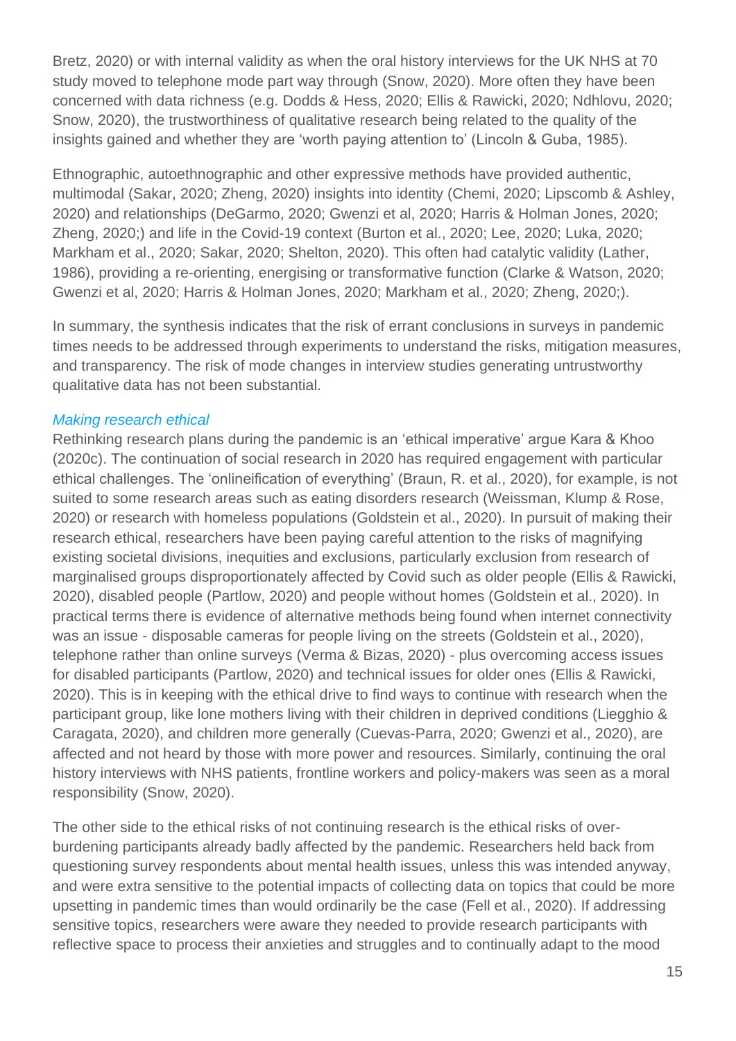Bretz, 2020) or with internal validity as when the oral history interviews for the UK NHS at 70 study moved to telephone mode part way through (Snow, 2020). More often they have been concerned with data richness (e.g. Dodds & Hess, 2020; Ellis & Rawicki, 2020; Ndhlovu, 2020; Snow, 2020), the trustworthiness of qualitative research being related to the quality of the insights gained and whether they are 'worth paying attention to' (Lincoln & Guba, 1985).

Ethnographic, autoethnographic and other expressive methods have provided authentic, multimodal (Sakar, 2020; Zheng, 2020) insights into identity (Chemi, 2020; Lipscomb & Ashley, 2020) and relationships (DeGarmo, 2020; Gwenzi et al, 2020; Harris & Holman Jones, 2020; Zheng, 2020;) and life in the Covid-19 context (Burton et al., 2020; Lee, 2020; Luka, 2020; Markham et al., 2020; Sakar, 2020; Shelton, 2020). This often had catalytic validity (Lather, 1986), providing a re-orienting, energising or transformative function (Clarke & Watson, 2020; Gwenzi et al, 2020; Harris & Holman Jones, 2020; Markham et al., 2020; Zheng, 2020;).

In summary, the synthesis indicates that the risk of errant conclusions in surveys in pandemic times needs to be addressed through experiments to understand the risks, mitigation measures, and transparency. The risk of mode changes in interview studies generating untrustworthy qualitative data has not been substantial.

### *Making research ethical*

Rethinking research plans during the pandemic is an 'ethical imperative' argue Kara & Khoo (2020c). The continuation of social research in 2020 has required engagement with particular ethical challenges. The 'onlineification of everything' (Braun, R. et al., 2020), for example, is not suited to some research areas such as eating disorders research (Weissman, Klump & Rose, 2020) or research with homeless populations (Goldstein et al., 2020). In pursuit of making their research ethical, researchers have been paying careful attention to the risks of magnifying existing societal divisions, inequities and exclusions, particularly exclusion from research of marginalised groups disproportionately affected by Covid such as older people (Ellis & Rawicki, 2020), disabled people (Partlow, 2020) and people without homes (Goldstein et al., 2020). In practical terms there is evidence of alternative methods being found when internet connectivity was an issue - disposable cameras for people living on the streets (Goldstein et al., 2020), telephone rather than online surveys (Verma & Bizas, 2020) - plus overcoming access issues for disabled participants (Partlow, 2020) and technical issues for older ones (Ellis & Rawicki, 2020). This is in keeping with the ethical drive to find ways to continue with research when the participant group, like lone mothers living with their children in deprived conditions (Liegghio & Caragata, 2020), and children more generally (Cuevas-Parra, 2020; Gwenzi et al., 2020), are affected and not heard by those with more power and resources. Similarly, continuing the oral history interviews with NHS patients, frontline workers and policy-makers was seen as a moral responsibility (Snow, 2020).

The other side to the ethical risks of not continuing research is the ethical risks of over-burdening participants already badly affected by the pandemic. Researchers held back from questioning survey respondents about mental health issues, unless this was intended anyway, and were extra sensitive to the potential impacts of collecting data on topics that could be more upsetting in pandemic times than would ordinarily be the case (Fell et al., 2020). If addressing sensitive topics, researchers were aware they needed to provide research participants with reflective space to process their anxieties and struggles and to continually adapt to the mood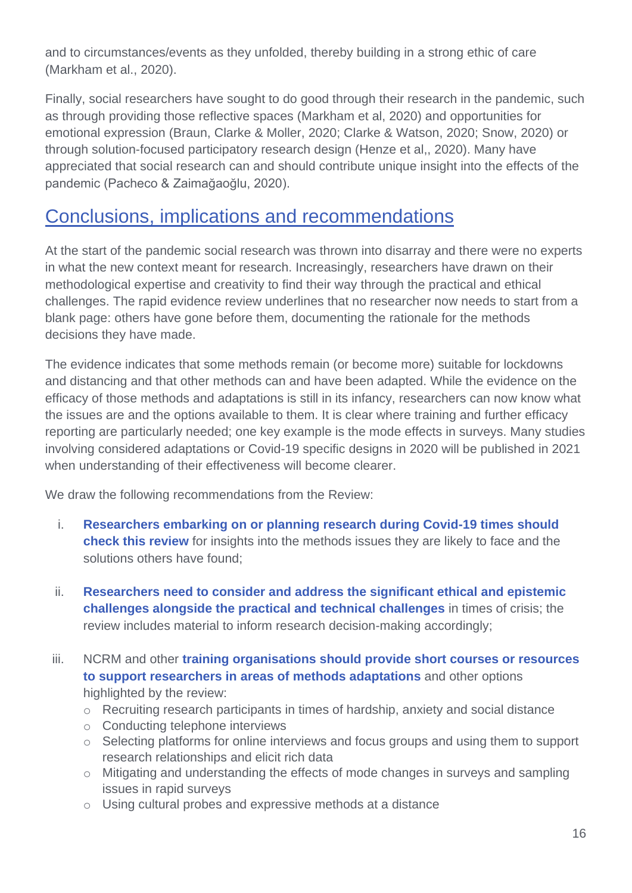and to circumstances/events as they unfolded, thereby building in a strong ethic of care (Markham et al., 2020).

Finally, social researchers have sought to do good through their research in the pandemic, such as through providing those reflective spaces (Markham et al, 2020) and opportunities for emotional expression (Braun, Clarke & Moller, 2020; Clarke & Watson, 2020; Snow, 2020) or through solution-focused participatory research design (Henze et al,, 2020). Many have appreciated that social research can and should contribute unique insight into the effects of the pandemic (Pacheco & Zaimağaoğlu, 2020).

## Conclusions, implications and recommendations

At the start of the pandemic social research was thrown into disarray and there were no experts in what the new context meant for research. Increasingly, researchers have drawn on their methodological expertise and creativity to find their way through the practical and ethical challenges. The rapid evidence review underlines that no researcher now needs to start from a blank page: others have gone before them, documenting the rationale for the methods decisions they have made.

The evidence indicates that some methods remain (or become more) suitable for lockdowns and distancing and that other methods can and have been adapted. While the evidence on the efficacy of those methods and adaptations is still in its infancy, researchers can now know what the issues are and the options available to them. It is clear where training and further efficacy reporting are particularly needed; one key example is the mode effects in surveys. Many studies involving considered adaptations or Covid-19 specific designs in 2020 will be published in 2021 when understanding of their effectiveness will become clearer.

We draw the following recommendations from the Review:

i. **Researchers embarking on or planning research during Covid-19 times should check this review** for insights into the methods issues they are likely to face and the solutions others have found;

ii. **Researchers need to consider and address the significant ethical and epistemic challenges alongside the practical and technical challenges** in times of crisis; the review includes material to inform research decision-making accordingly;

iii. NCRM and other **training organisations should provide short courses or resources to support researchers in areas of methods adaptations** and other options highlighted by the review:
   - Recruiting research participants in times of hardship, anxiety and social distance
   - Conducting telephone interviews
   - Selecting platforms for online interviews and focus groups and using them to support research relationships and elicit rich data
   - Mitigating and understanding the effects of mode changes in surveys and sampling issues in rapid surveys
   - Using cultural probes and expressive methods at a distance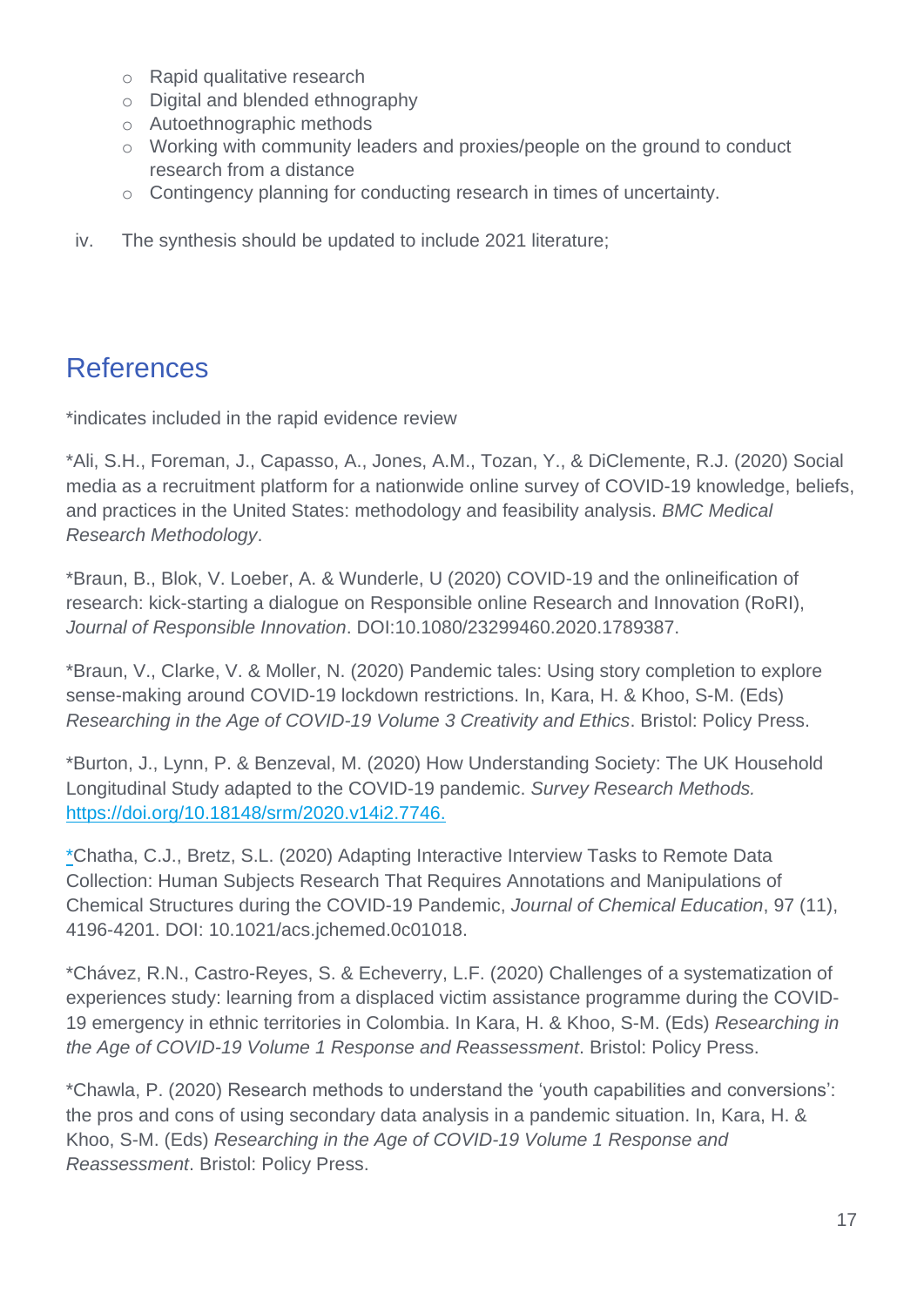- Rapid qualitative research
- Digital and blended ethnography
- Autoethnographic methods
- Working with community leaders and proxies/people on the ground to conduct research from a distance
- Contingency planning for conducting research in times of uncertainty.

iv. The synthesis should be updated to include 2021 literature;

## References

*indicates included in the rapid evidence review

*Ali, S.H., Foreman, J., Capasso, A., Jones, A.M., Tozan, Y., & DiClemente, R.J. (2020) Social media as a recruitment platform for a nationwide online survey of COVID-19 knowledge, beliefs, and practices in the United States: methodology and feasibility analysis. *BMC Medical Research Methodology*.

*Braun, B., Blok, V. Loeber, A. & Wunderle, U (2020) COVID-19 and the onlineification of research: kick-starting a dialogue on Responsible online Research and Innovation (RoRI), *Journal of Responsible Innovation*. DOI:10.1080/23299460.2020.1789387.

*Braun, V., Clarke, V. & Moller, N. (2020) Pandemic tales: Using story completion to explore sense-making around COVID-19 lockdown restrictions. In, Kara, H. & Khoo, S-M. (Eds) *Researching in the Age of COVID-19 Volume 3 Creativity and Ethics*. Bristol: Policy Press.

*Burton, J., Lynn, P. & Benzeval, M. (2020) How Understanding Society: The UK Household Longitudinal Study adapted to the COVID-19 pandemic. *Survey Research Methods.* https://doi.org/10.18148/srm/2020.v14i2.7746.

*Chatha, C.J., Bretz, S.L. (2020) Adapting Interactive Interview Tasks to Remote Data Collection: Human Subjects Research That Requires Annotations and Manipulations of Chemical Structures during the COVID-19 Pandemic, *Journal of Chemical Education*, 97 (11), 4196-4201. DOI: 10.1021/acs.jchemed.0c01018.

*Chávez, R.N., Castro-Reyes, S. & Echeverry, L.F. (2020) Challenges of a systematization of experiences study: learning from a displaced victim assistance programme during the COVID-19 emergency in ethnic territories in Colombia. In Kara, H. & Khoo, S-M. (Eds) *Researching in the Age of COVID-19 Volume 1 Response and Reassessment*. Bristol: Policy Press.

*Chawla, P. (2020) Research methods to understand the 'youth capabilities and conversions': the pros and cons of using secondary data analysis in a pandemic situation. In, Kara, H. & Khoo, S-M. (Eds) *Researching in the Age of COVID-19 Volume 1 Response and Reassessment*. Bristol: Policy Press.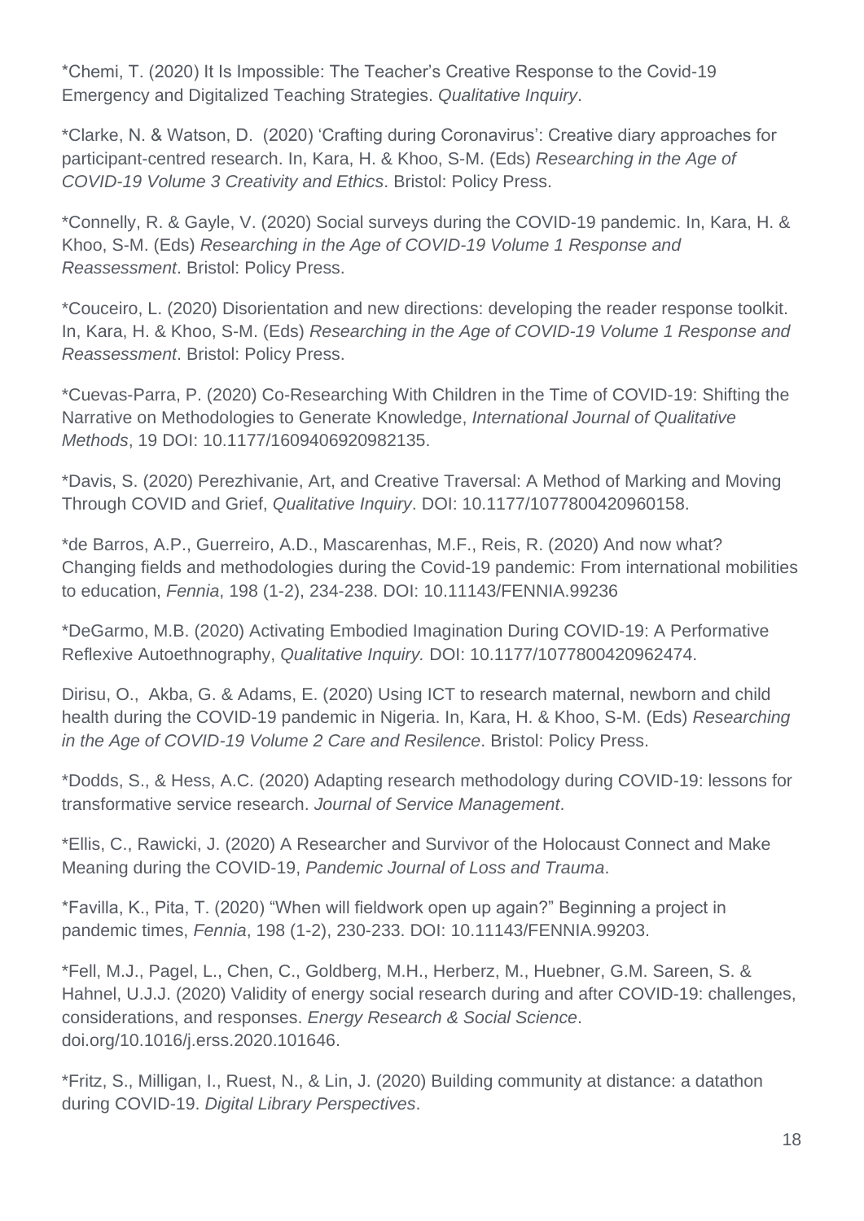*Chemi, T. (2020) It Is Impossible: The Teacher's Creative Response to the Covid-19 Emergency and Digitalized Teaching Strategies. *Qualitative Inquiry*.

*Clarke, N. & Watson, D. (2020) 'Crafting during Coronavirus': Creative diary approaches for participant-centred research. In, Kara, H. & Khoo, S-M. (Eds) *Researching in the Age of COVID-19 Volume 3 Creativity and Ethics*. Bristol: Policy Press.

*Connelly, R. & Gayle, V. (2020) Social surveys during the COVID-19 pandemic. In, Kara, H. & Khoo, S-M. (Eds) *Researching in the Age of COVID-19 Volume 1 Response and Reassessment*. Bristol: Policy Press.

*Couceiro, L. (2020) Disorientation and new directions: developing the reader response toolkit. In, Kara, H. & Khoo, S-M. (Eds) *Researching in the Age of COVID-19 Volume 1 Response and Reassessment*. Bristol: Policy Press.

*Cuevas-Parra, P. (2020) Co-Researching With Children in the Time of COVID-19: Shifting the Narrative on Methodologies to Generate Knowledge, *International Journal of Qualitative Methods*, 19 DOI: 10.1177/1609406920982135.

*Davis, S. (2020) Perezhivanie, Art, and Creative Traversal: A Method of Marking and Moving Through COVID and Grief, *Qualitative Inquiry*. DOI: 10.1177/1077800420960158.

*de Barros, A.P., Guerreiro, A.D., Mascarenhas, M.F., Reis, R. (2020) And now what? Changing fields and methodologies during the Covid-19 pandemic: From international mobilities to education, *Fennia*, 198 (1-2), 234-238. DOI: 10.11143/FENNIA.99236

*DeGarmo, M.B. (2020) Activating Embodied Imagination During COVID-19: A Performative Reflexive Autoethnography, *Qualitative Inquiry.* DOI: 10.1177/1077800420962474.

Dirisu, O., Akba, G. & Adams, E. (2020) Using ICT to research maternal, newborn and child health during the COVID-19 pandemic in Nigeria. In, Kara, H. & Khoo, S-M. (Eds) *Researching in the Age of COVID-19 Volume 2 Care and Resilence*. Bristol: Policy Press.

*Dodds, S., & Hess, A.C. (2020) Adapting research methodology during COVID-19: lessons for transformative service research. *Journal of Service Management*.

*Ellis, C., Rawicki, J. (2020) A Researcher and Survivor of the Holocaust Connect and Make Meaning during the COVID-19, *Pandemic Journal of Loss and Trauma*.

*Favilla, K., Pita, T. (2020) "When will fieldwork open up again?" Beginning a project in pandemic times, *Fennia*, 198 (1-2), 230-233. DOI: 10.11143/FENNIA.99203.

*Fell, M.J., Pagel, L., Chen, C., Goldberg, M.H., Herberz, M., Huebner, G.M. Sareen, S. & Hahnel, U.J.J. (2020) Validity of energy social research during and after COVID-19: challenges, considerations, and responses. *Energy Research & Social Science*. doi.org/10.1016/j.erss.2020.101646.

*Fritz, S., Milligan, I., Ruest, N., & Lin, J. (2020) Building community at distance: a datathon during COVID-19. *Digital Library Perspectives*.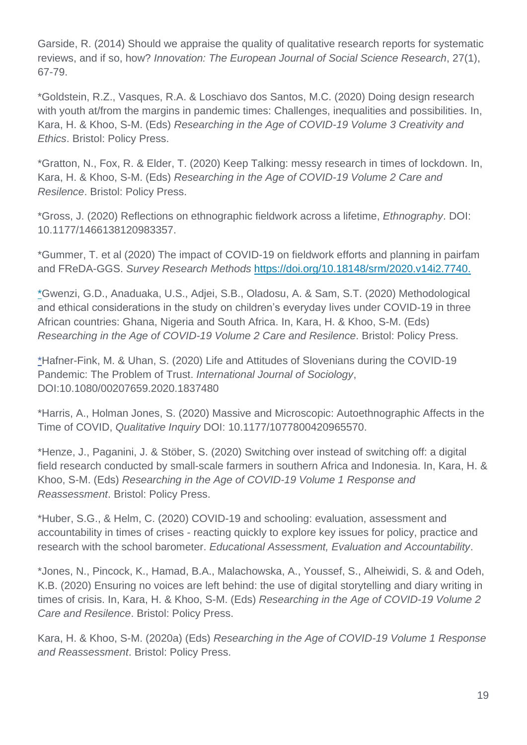Garside, R. (2014) Should we appraise the quality of qualitative research reports for systematic reviews, and if so, how? *Innovation: The European Journal of Social Science Research*, 27(1), 67-79.

*Goldstein, R.Z., Vasques, R.A. & Loschiavo dos Santos, M.C. (2020) Doing design research with youth at/from the margins in pandemic times: Challenges, inequalities and possibilities. In, Kara, H. & Khoo, S-M. (Eds) *Researching in the Age of COVID-19 Volume 3 Creativity and Ethics*. Bristol: Policy Press.

*Gratton, N., Fox, R. & Elder, T. (2020) Keep Talking: messy research in times of lockdown. In, Kara, H. & Khoo, S-M. (Eds) *Researching in the Age of COVID-19 Volume 2 Care and Resilence*. Bristol: Policy Press.

*Gross, J. (2020) Reflections on ethnographic fieldwork across a lifetime, *Ethnography*. DOI: 10.1177/1466138120983357.

*Gummer, T. et al (2020) The impact of COVID-19 on fieldwork efforts and planning in pairfam and FReDA-GGS. *Survey Research Methods* https://doi.org/10.18148/srm/2020.v14i2.7740.

*Gwenzi, G.D., Anaduaka, U.S., Adjei, S.B., Oladosu, A. & Sam, S.T. (2020) Methodological and ethical considerations in the study on children's everyday lives under COVID-19 in three African countries: Ghana, Nigeria and South Africa. In, Kara, H. & Khoo, S-M. (Eds) *Researching in the Age of COVID-19 Volume 2 Care and Resilence*. Bristol: Policy Press.

*Hafner-Fink, M. & Uhan, S. (2020) Life and Attitudes of Slovenians during the COVID-19 Pandemic: The Problem of Trust. *International Journal of Sociology*, DOI:10.1080/00207659.2020.1837480

*Harris, A., Holman Jones, S. (2020) Massive and Microscopic: Autoethnographic Affects in the Time of COVID, *Qualitative Inquiry* DOI: 10.1177/1077800420965570.

*Henze, J., Paganini, J. & Stöber, S. (2020) Switching over instead of switching off: a digital field research conducted by small-scale farmers in southern Africa and Indonesia. In, Kara, H. & Khoo, S-M. (Eds) *Researching in the Age of COVID-19 Volume 1 Response and Reassessment*. Bristol: Policy Press.

*Huber, S.G., & Helm, C. (2020) COVID-19 and schooling: evaluation, assessment and accountability in times of crises - reacting quickly to explore key issues for policy, practice and research with the school barometer. *Educational Assessment, Evaluation and Accountability*.

*Jones, N., Pincock, K., Hamad, B.A., Malachowska, A., Youssef, S., Alheiwidi, S. & and Odeh, K.B. (2020) Ensuring no voices are left behind: the use of digital storytelling and diary writing in times of crisis. In, Kara, H. & Khoo, S-M. (Eds) *Researching in the Age of COVID-19 Volume 2 Care and Resilence*. Bristol: Policy Press.

Kara, H. & Khoo, S-M. (2020a) (Eds) *Researching in the Age of COVID-19 Volume 1 Response and Reassessment*. Bristol: Policy Press.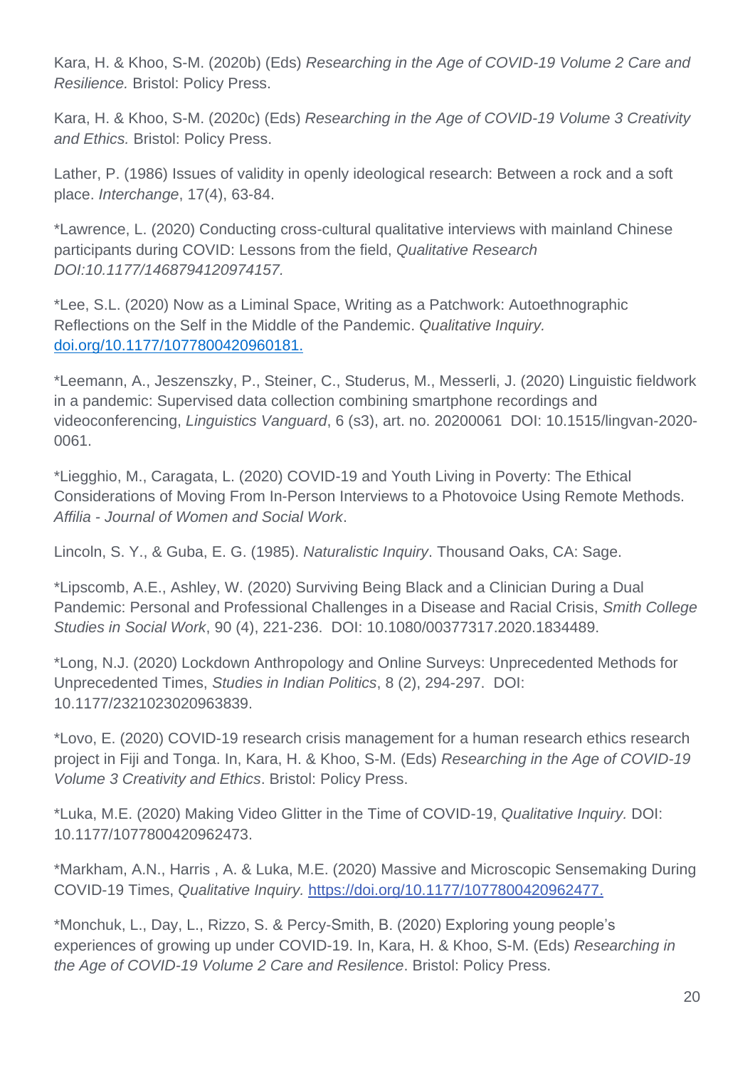Kara, H. & Khoo, S-M. (2020b) (Eds) *Researching in the Age of COVID-19 Volume 2 Care and Resilience.* Bristol: Policy Press.

Kara, H. & Khoo, S-M. (2020c) (Eds) *Researching in the Age of COVID-19 Volume 3 Creativity and Ethics.* Bristol: Policy Press.

Lather, P. (1986) Issues of validity in openly ideological research: Between a rock and a soft place. *Interchange*, 17(4), 63-84.

*Lawrence, L. (2020) Conducting cross-cultural qualitative interviews with mainland Chinese participants during COVID: Lessons from the field, *Qualitative Research DOI:10.1177/1468794120974157.*

*Lee, S.L. (2020) Now as a Liminal Space, Writing as a Patchwork: Autoethnographic Reflections on the Self in the Middle of the Pandemic. *Qualitative Inquiry.* doi.org/10.1177/1077800420960181.

*Leemann, A., Jeszenszky, P., Steiner, C., Studerus, M., Messerli, J. (2020) Linguistic fieldwork in a pandemic: Supervised data collection combining smartphone recordings and videoconferencing, *Linguistics Vanguard*, 6 (s3), art. no. 20200061 DOI: 10.1515/lingvan-2020-0061.

*Liegghio, M., Caragata, L. (2020) COVID-19 and Youth Living in Poverty: The Ethical Considerations of Moving From In-Person Interviews to a Photovoice Using Remote Methods. *Affilia - Journal of Women and Social Work*.

Lincoln, S. Y., & Guba, E. G. (1985). *Naturalistic Inquiry*. Thousand Oaks, CA: Sage.

*Lipscomb, A.E., Ashley, W. (2020) Surviving Being Black and a Clinician During a Dual Pandemic: Personal and Professional Challenges in a Disease and Racial Crisis, *Smith College Studies in Social Work*, 90 (4), 221-236. DOI: 10.1080/00377317.2020.1834489.

*Long, N.J. (2020) Lockdown Anthropology and Online Surveys: Unprecedented Methods for Unprecedented Times, *Studies in Indian Politics*, 8 (2), 294-297. DOI: 10.1177/2321023020963839.

*Lovo, E. (2020) COVID-19 research crisis management for a human research ethics research project in Fiji and Tonga. In, Kara, H. & Khoo, S-M. (Eds) *Researching in the Age of COVID-19 Volume 3 Creativity and Ethics*. Bristol: Policy Press.

*Luka, M.E. (2020) Making Video Glitter in the Time of COVID-19, *Qualitative Inquiry.* DOI: 10.1177/1077800420962473.

*Markham, A.N., Harris , A. & Luka, M.E. (2020) Massive and Microscopic Sensemaking During COVID-19 Times, *Qualitative Inquiry.* https://doi.org/10.1177/1077800420962477.

*Monchuk, L., Day, L., Rizzo, S. & Percy-Smith, B. (2020) Exploring young people's experiences of growing up under COVID-19. In, Kara, H. & Khoo, S-M. (Eds) *Researching in the Age of COVID-19 Volume 2 Care and Resilence*. Bristol: Policy Press.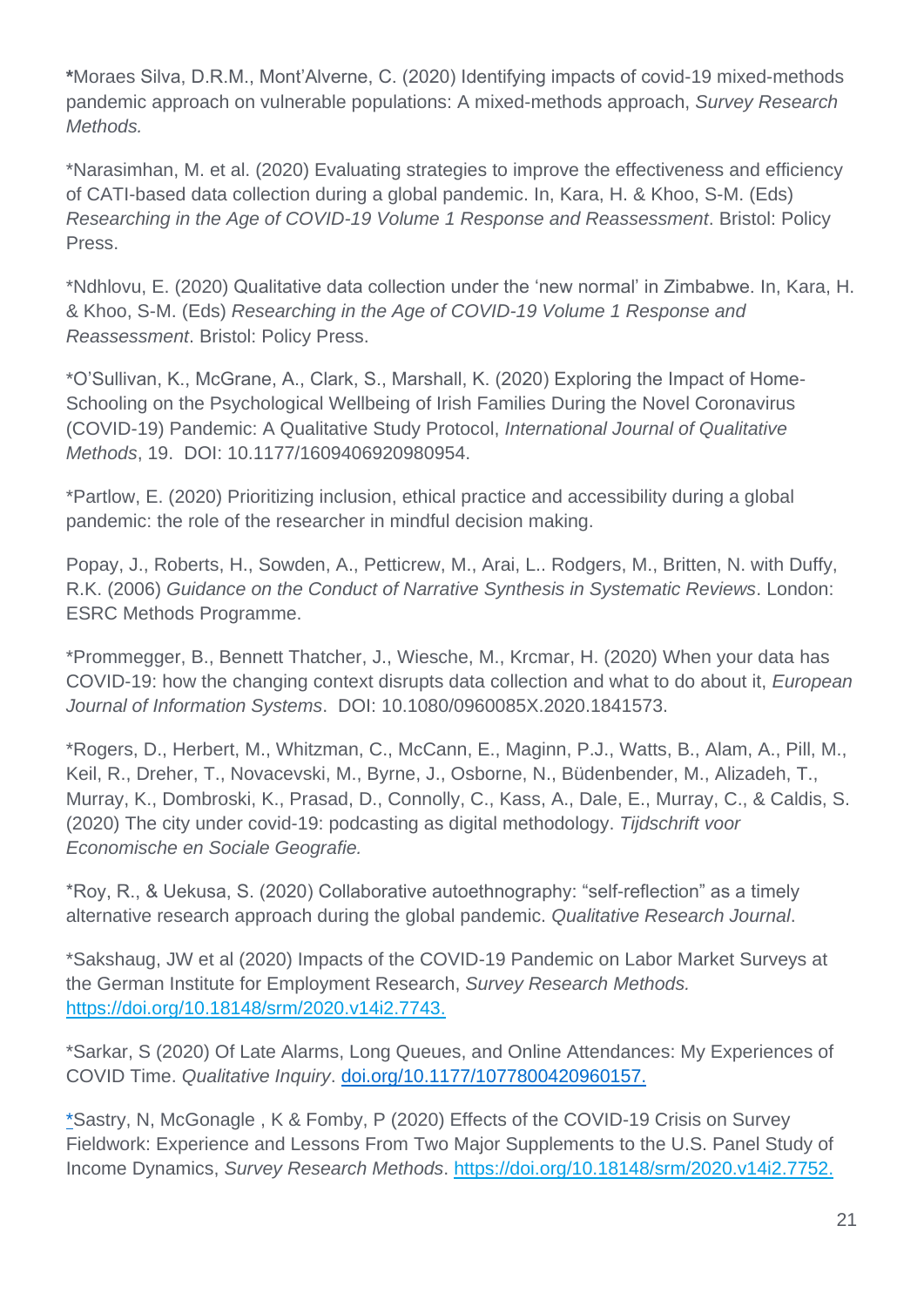*Moraes Silva, D.R.M., Mont'Alverne, C. (2020) Identifying impacts of covid-19 mixed-methods pandemic approach on vulnerable populations: A mixed-methods approach, *Survey Research Methods.*

*Narasimhan, M. et al. (2020) Evaluating strategies to improve the effectiveness and efficiency of CATI-based data collection during a global pandemic. In, Kara, H. & Khoo, S-M. (Eds) *Researching in the Age of COVID-19 Volume 1 Response and Reassessment*. Bristol: Policy Press.

*Ndhlovu, E. (2020) Qualitative data collection under the 'new normal' in Zimbabwe. In, Kara, H. & Khoo, S-M. (Eds) *Researching in the Age of COVID-19 Volume 1 Response and Reassessment*. Bristol: Policy Press.

*O'Sullivan, K., McGrane, A., Clark, S., Marshall, K. (2020) Exploring the Impact of Home-Schooling on the Psychological Wellbeing of Irish Families During the Novel Coronavirus (COVID-19) Pandemic: A Qualitative Study Protocol, *International Journal of Qualitative Methods*, 19. DOI: 10.1177/1609406920980954.

*Partlow, E. (2020) Prioritizing inclusion, ethical practice and accessibility during a global pandemic: the role of the researcher in mindful decision making.

Popay, J., Roberts, H., Sowden, A., Petticrew, M., Arai, L.. Rodgers, M., Britten, N. with Duffy, R.K. (2006) *Guidance on the Conduct of Narrative Synthesis in Systematic Reviews*. London: ESRC Methods Programme.

*Prommegger, B., Bennett Thatcher, J., Wiesche, M., Krcmar, H. (2020) When your data has COVID-19: how the changing context disrupts data collection and what to do about it, *European Journal of Information Systems*. DOI: 10.1080/0960085X.2020.1841573.

*Rogers, D., Herbert, M., Whitzman, C., McCann, E., Maginn, P.J., Watts, B., Alam, A., Pill, M., Keil, R., Dreher, T., Novacevski, M., Byrne, J., Osborne, N., Büdenbender, M., Alizadeh, T., Murray, K., Dombroski, K., Prasad, D., Connolly, C., Kass, A., Dale, E., Murray, C., & Caldis, S. (2020) The city under covid-19: podcasting as digital methodology. *Tijdschrift voor Economische en Sociale Geografie.*

*Roy, R., & Uekusa, S. (2020) Collaborative autoethnography: "self-reflection" as a timely alternative research approach during the global pandemic. *Qualitative Research Journal*.

*Sakshaug, JW et al (2020) Impacts of the COVID-19 Pandemic on Labor Market Surveys at the German Institute for Employment Research, *Survey Research Methods.* https://doi.org/10.18148/srm/2020.v14i2.7743.

*Sarkar, S (2020) Of Late Alarms, Long Queues, and Online Attendances: My Experiences of COVID Time. *Qualitative Inquiry*. doi.org/10.1177/1077800420960157.

*Sastry, N, McGonagle , K & Fomby, P (2020) Effects of the COVID-19 Crisis on Survey Fieldwork: Experience and Lessons From Two Major Supplements to the U.S. Panel Study of Income Dynamics, *Survey Research Methods*. https://doi.org/10.18148/srm/2020.v14i2.7752.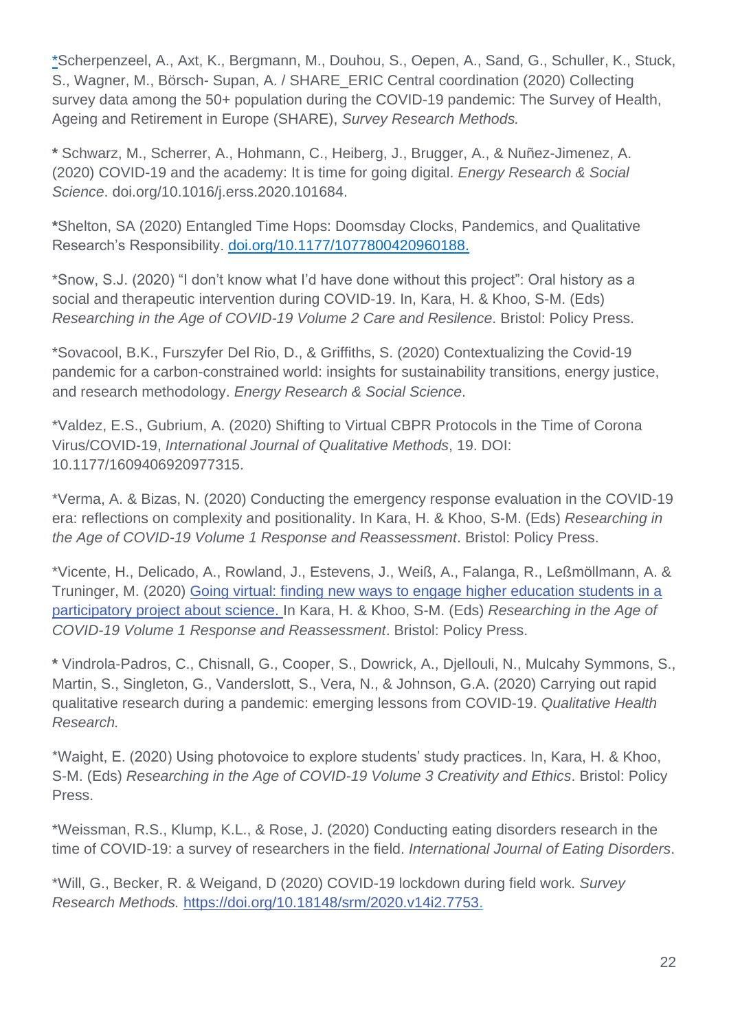*Scherpenzeel, A., Axt, K., Bergmann, M., Douhou, S., Oepen, A., Sand, G., Schuller, K., Stuck, S., Wagner, M., Börsch- Supan, A. / SHARE_ERIC Central coordination (2020) Collecting survey data among the 50+ population during the COVID-19 pandemic: The Survey of Health, Ageing and Retirement in Europe (SHARE), *Survey Research Methods.*

**\*** Schwarz, M., Scherrer, A., Hohmann, C., Heiberg, J., Brugger, A., & Nuñez-Jimenez, A. (2020) COVID-19 and the academy: It is time for going digital. *Energy Research & Social Science*. doi.org/10.1016/j.erss.2020.101684.

**\***Shelton, SA (2020) Entangled Time Hops: Doomsday Clocks, Pandemics, and Qualitative Research's Responsibility. doi.org/10.1177/1077800420960188.

*Snow, S.J. (2020) "I don't know what I'd have done without this project": Oral history as a social and therapeutic intervention during COVID-19. In, Kara, H. & Khoo, S-M. (Eds) *Researching in the Age of COVID-19 Volume 2 Care and Resilence*. Bristol: Policy Press.

*Sovacool, B.K., Furszyfer Del Rio, D., & Griffiths, S. (2020) Contextualizing the Covid-19 pandemic for a carbon-constrained world: insights for sustainability transitions, energy justice, and research methodology. *Energy Research & Social Science*.

*Valdez, E.S., Gubrium, A. (2020) Shifting to Virtual CBPR Protocols in the Time of Corona Virus/COVID-19, *International Journal of Qualitative Methods*, 19. DOI: 10.1177/1609406920977315.

*Verma, A. & Bizas, N. (2020) Conducting the emergency response evaluation in the COVID-19 era: reflections on complexity and positionality. In Kara, H. & Khoo, S-M. (Eds) *Researching in the Age of COVID-19 Volume 1 Response and Reassessment*. Bristol: Policy Press.

*Vicente, H., Delicado, A., Rowland, J., Estevens, J., Weiß, A., Falanga, R., Leßmöllmann, A. & Truninger, M. (2020) Going virtual: finding new ways to engage higher education students in a participatory project about science. In Kara, H. & Khoo, S-M. (Eds) *Researching in the Age of COVID-19 Volume 1 Response and Reassessment*. Bristol: Policy Press.

**\*** Vindrola-Padros, C., Chisnall, G., Cooper, S., Dowrick, A., Djellouli, N., Mulcahy Symmons, S., Martin, S., Singleton, G., Vanderslott, S., Vera, N., & Johnson, G.A. (2020) Carrying out rapid qualitative research during a pandemic: emerging lessons from COVID-19. *Qualitative Health Research.*

*Waight, E. (2020) Using photovoice to explore students' study practices. In, Kara, H. & Khoo, S-M. (Eds) *Researching in the Age of COVID-19 Volume 3 Creativity and Ethics*. Bristol: Policy Press.

*Weissman, R.S., Klump, K.L., & Rose, J. (2020) Conducting eating disorders research in the time of COVID-19: a survey of researchers in the field. *International Journal of Eating Disorders*.

*Will, G., Becker, R. & Weigand, D (2020) COVID-19 lockdown during field work. *Survey Research Methods.* https://doi.org/10.18148/srm/2020.v14i2.7753.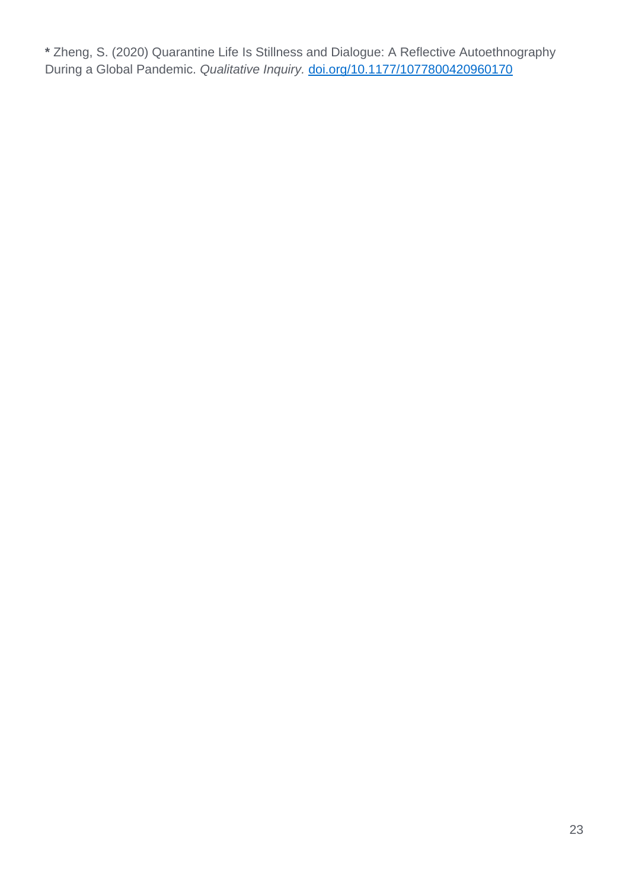**\*** Zheng, S. (2020) Quarantine Life Is Stillness and Dialogue: A Reflective Autoethnography During a Global Pandemic. *Qualitative Inquiry.* [doi.org/10.1177/1077800420960170](https://doi.org/10.1177/1077800420960170)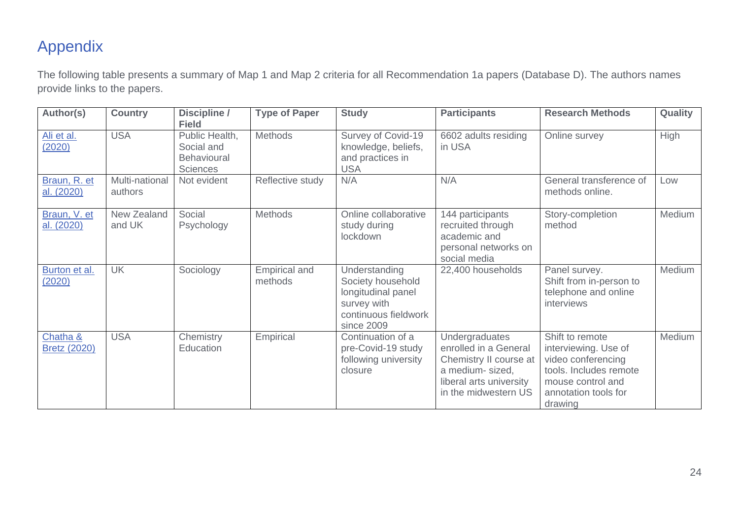# Appendix

The following table presents a summary of Map 1 and Map 2 criteria for all Recommendation 1a papers (Database D). The authors names provide links to the papers.

| Author(s) | Country | Discipline / Field | Type of Paper | Study | Participants | Research Methods | Quality |
|---|---|---|---|---|---|---|---|
| Ali et al. (2020) | USA | Public Health, Social and Behavioural Sciences | Methods | Survey of Covid-19 knowledge, beliefs, and practices in USA | 6602 adults residing in USA | Online survey | High |
| Braun, R. et al. (2020) | Multi-national authors | Not evident | Reflective study | N/A | N/A | General transference of methods online. | Low |
| Braun, V. et al. (2020) | New Zealand and UK | Social Psychology | Methods | Online collaborative study during lockdown | 144 participants recruited through academic and personal networks on social media | Story-completion method | Medium |
| Burton et al. (2020) | UK | Sociology | Empirical and methods | Understanding Society household longitudinal panel survey with continuous fieldwork since 2009 | 22,400 households | Panel survey. Shift from in-person to telephone and online interviews | Medium |
| Chatha & Bretz (2020) | USA | Chemistry Education | Empirical | Continuation of a pre-Covid-19 study following university closure | Undergraduates enrolled in a General Chemistry II course at a medium- sized, liberal arts university in the midwestern US | Shift to remote interviewing. Use of video conferencing tools. Includes remote mouse control and annotation tools for drawing | Medium |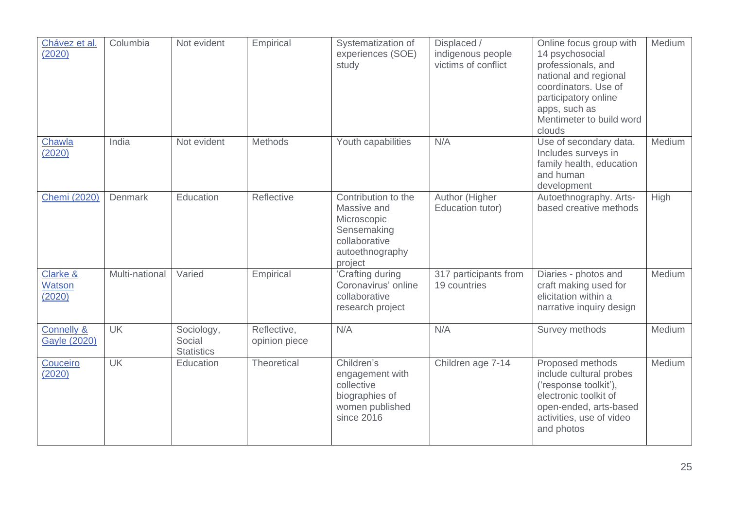| Chávez et al. (2020) | Columbia | Not evident | Empirical | Systematization of experiences (SOE) study | Displaced / indigenous people victims of conflict | Online focus group with 14 psychosocial professionals, and national and regional coordinators. Use of participatory online apps, such as Mentimeter to build word clouds | Medium |
|---|---|---|---|---|---|---|---|
| Chawla (2020) | India | Not evident | Methods | Youth capabilities | N/A | Use of secondary data. Includes surveys in family health, education and human development | Medium |
| Chemi (2020) | Denmark | Education | Reflective | Contribution to the Massive and Microscopic Sensemaking collaborative autoethnography project | Author (Higher Education tutor) | Autoethnography. Arts-based creative methods | High |
| Clarke & Watson (2020) | Multi-national | Varied | Empirical | 'Crafting during Coronavirus' online collaborative research project | 317 participants from 19 countries | Diaries - photos and craft making used for elicitation within a narrative inquiry design | Medium |
| Connelly & Gayle (2020) | UK | Sociology, Social Statistics | Reflective, opinion piece | N/A | N/A | Survey methods | Medium |
| Couceiro (2020) | UK | Education | Theoretical | Children's engagement with collective biographies of women published since 2016 | Children age 7-14 | Proposed methods include cultural probes ('response toolkit'), electronic toolkit of open-ended, arts-based activities, use of video and photos | Medium |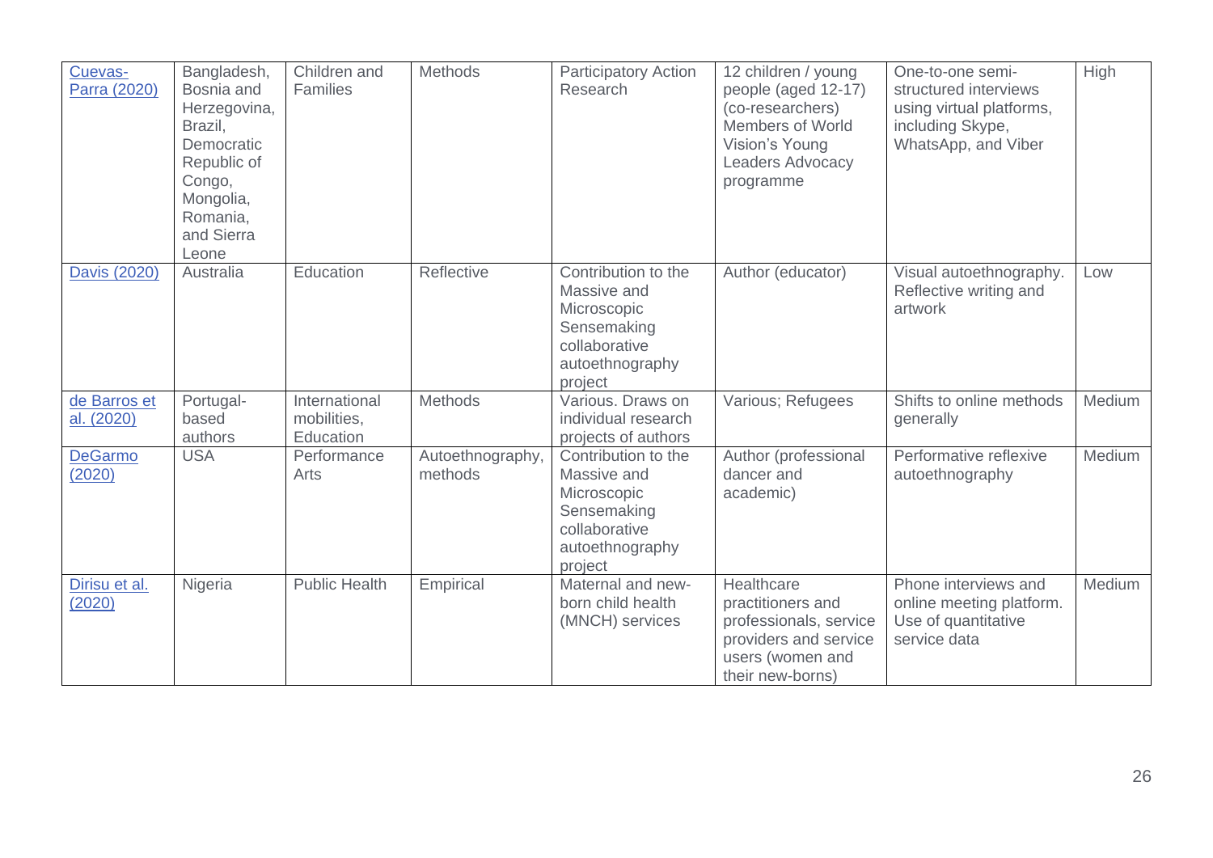| Cuevas-Parra (2020) | Bangladesh, Bosnia and Herzegovina, Brazil, Democratic Republic of Congo, Mongolia, Romania, and Sierra Leone | Children and Families | Methods | Participatory Action Research | 12 children / young people (aged 12-17) (co-researchers) Members of World Vision's Young Leaders Advocacy programme | One-to-one semi-structured interviews using virtual platforms, including Skype, WhatsApp, and Viber | High |
|---|---|---|---|---|---|---|---|
| Davis (2020) | Australia | Education | Reflective | Contribution to the Massive and Microscopic Sensemaking collaborative autoethnography project | Author (educator) | Visual autoethnography. Reflective writing and artwork | Low |
| de Barros et al. (2020) | Portugal-based authors | International mobilities, Education | Methods | Various. Draws on individual research projects of authors | Various; Refugees | Shifts to online methods generally | Medium |
| DeGarmo (2020) | USA | Performance Arts | Autoethnography, methods | Contribution to the Massive and Microscopic Sensemaking collaborative autoethnography project | Author (professional dancer and academic) | Performative reflexive autoethnography | Medium |
| Dirisu et al. (2020) | Nigeria | Public Health | Empirical | Maternal and new-born child health (MNCH) services | Healthcare practitioners and professionals, service providers and service users (women and their new-borns) | Phone interviews and online meeting platform. Use of quantitative service data | Medium |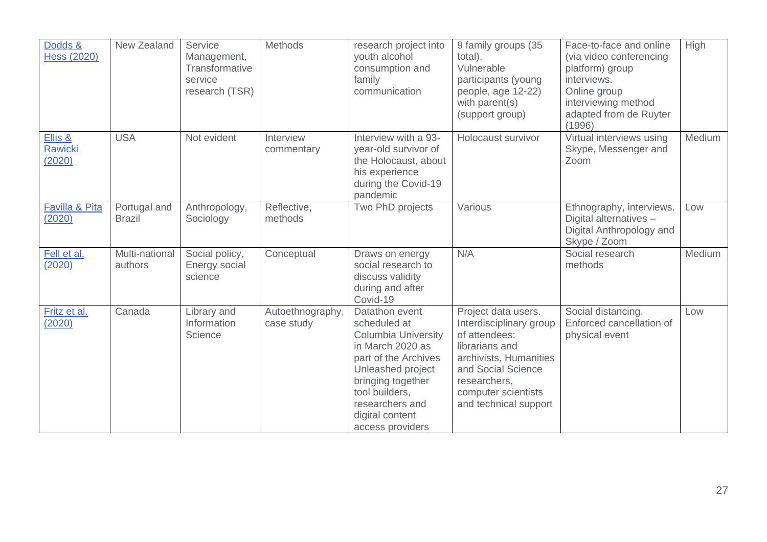| | | | | | | | |
|---|---|---|---|---|---|---|---|
| Dodds & Hess (2020) | New Zealand | Service Management, Transformative service research (TSR) | Methods | research project into youth alcohol consumption and family communication | 9 family groups (35 total). Vulnerable participants (young people, age 12-22) with parent(s) (support group) | Face-to-face and online (via video conferencing platform) group interviews. Online group interviewing method adapted from de Ruyter (1996) | High |
| Ellis & Rawicki (2020) | USA | Not evident | Interview commentary | Interview with a 93-year-old survivor of the Holocaust, about his experience during the Covid-19 pandemic | Holocaust survivor | Virtual interviews using Skype, Messenger and Zoom | Medium |
| Favilla & Pita (2020) | Portugal and Brazil | Anthropology, Sociology | Reflective, methods | Two PhD projects | Various | Ethnography, interviews. Digital alternatives – Digital Anthropology and Skype / Zoom | Low |
| Fell et al. (2020) | Multi-national authors | Social policy, Energy social science | Conceptual | Draws on energy social research to discuss validity during and after Covid-19 | N/A | Social research methods | Medium |
| Fritz et al. (2020) | Canada | Library and Information Science | Autoethnography, case study | Datathon event scheduled at Columbia University in March 2020 as part of the Archives Unleashed project bringing together tool builders, researchers and digital content access providers | Project data users. Interdisciplinary group of attendees: librarians and archivists, Humanities and Social Science researchers, computer scientists and technical support | Social distancing. Enforced cancellation of physical event | Low |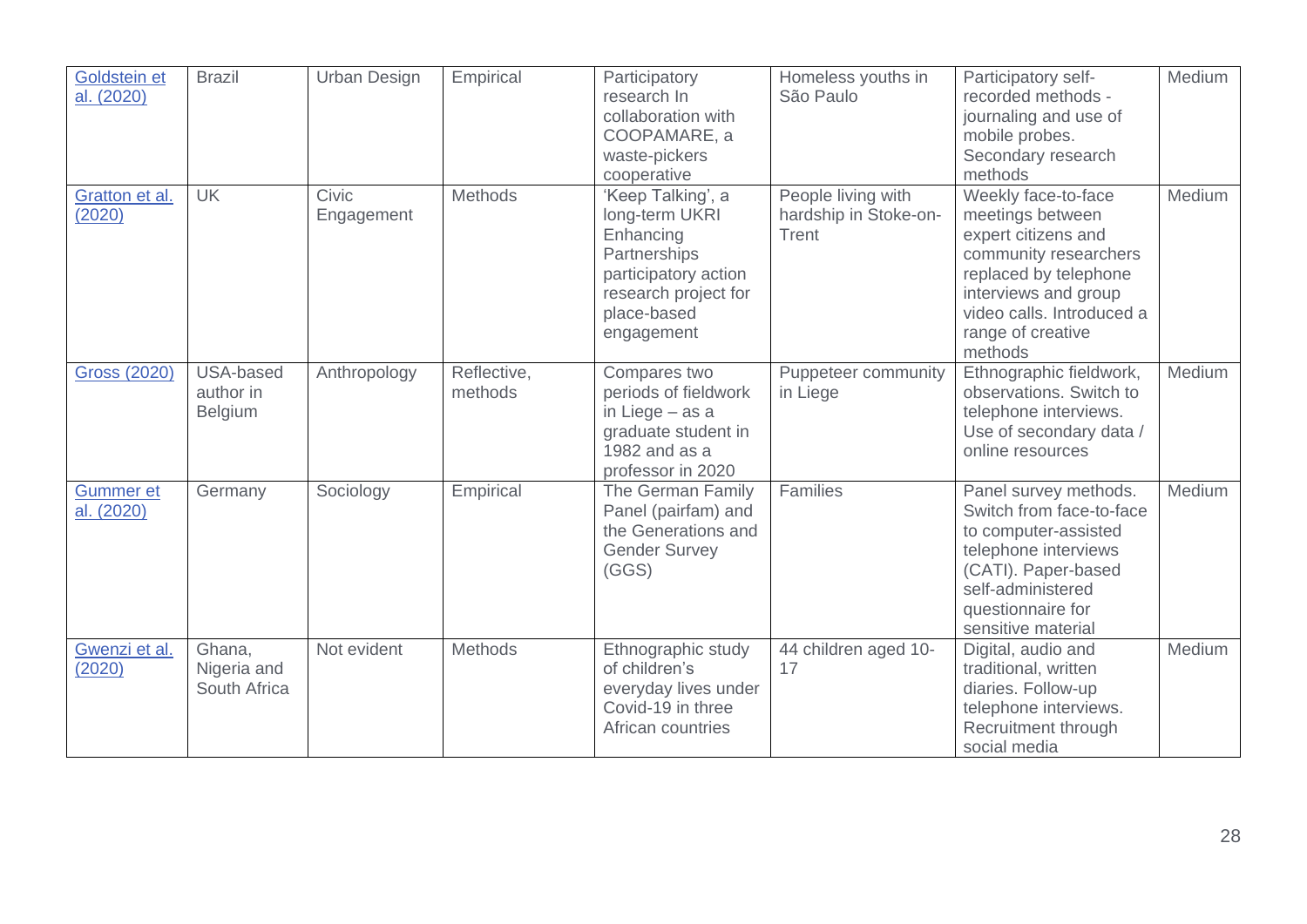| | | | | | | | |
|---|---|---|---|---|---|---|---|
| Goldstein et al. (2020) | Brazil | Urban Design | Empirical | Participatory research In collaboration with COOPAMARE, a waste-pickers cooperative | Homeless youths in São Paulo | Participatory self-recorded methods - journaling and use of mobile probes. Secondary research methods | Medium |
| Gratton et al. (2020) | UK | Civic Engagement | Methods | 'Keep Talking', a long-term UKRI Enhancing Partnerships participatory action research project for place-based engagement | People living with hardship in Stoke-on-Trent | Weekly face-to-face meetings between expert citizens and community researchers replaced by telephone interviews and group video calls. Introduced a range of creative methods | Medium |
| Gross (2020) | USA-based author in Belgium | Anthropology | Reflective, methods | Compares two periods of fieldwork in Liege – as a graduate student in 1982 and as a professor in 2020 | Puppeteer community in Liege | Ethnographic fieldwork, observations. Switch to telephone interviews. Use of secondary data / online resources | Medium |
| Gummer et al. (2020) | Germany | Sociology | Empirical | The German Family Panel (pairfam) and the Generations and Gender Survey (GGS) | Families | Panel survey methods. Switch from face-to-face to computer-assisted telephone interviews (CATI). Paper-based self-administered questionnaire for sensitive material | Medium |
| Gwenzi et al. (2020) | Ghana, Nigeria and South Africa | Not evident | Methods | Ethnographic study of children's everyday lives under Covid-19 in three African countries | 44 children aged 10-17 | Digital, audio and traditional, written diaries. Follow-up telephone interviews. Recruitment through social media | Medium |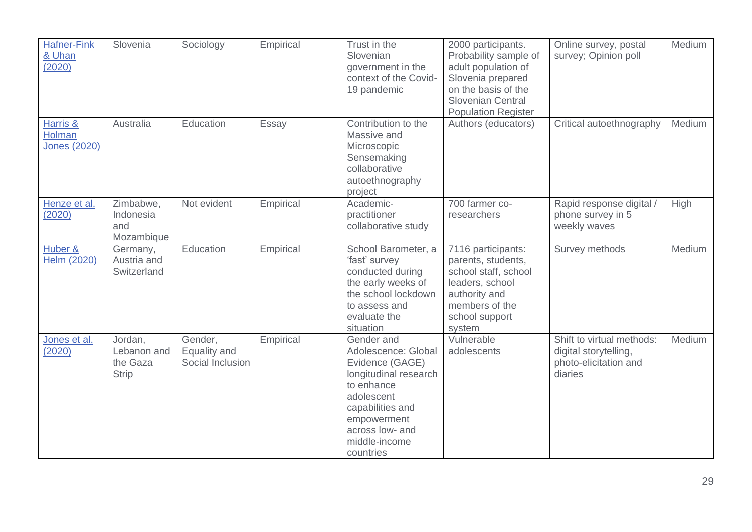| | | | | | | | |
|---|---|---|---|---|---|---|---|
| Hafner-Fink & Uhan (2020) | Slovenia | Sociology | Empirical | Trust in the Slovenian government in the context of the Covid-19 pandemic | 2000 participants. Probability sample of adult population of Slovenia prepared on the basis of the Slovenian Central Population Register | Online survey, postal survey; Opinion poll | Medium |
| Harris & Holman Jones (2020) | Australia | Education | Essay | Contribution to the Massive and Microscopic Sensemaking collaborative autoethnography project | Authors (educators) | Critical autoethnography | Medium |
| Henze et al. (2020) | Zimbabwe, Indonesia and Mozambique | Not evident | Empirical | Academic-practitioner collaborative study | 700 farmer co-researchers | Rapid response digital / phone survey in 5 weekly waves | High |
| Huber & Helm (2020) | Germany, Austria and Switzerland | Education | Empirical | School Barometer, a 'fast' survey conducted during the early weeks of the school lockdown to assess and evaluate the situation | 7116 participants: parents, students, school staff, school leaders, school authority and members of the school support system | Survey methods | Medium |
| Jones et al. (2020) | Jordan, Lebanon and the Gaza Strip | Gender, Equality and Social Inclusion | Empirical | Gender and Adolescence: Global Evidence (GAGE) longitudinal research to enhance adolescent capabilities and empowerment across low- and middle-income countries | Vulnerable adolescents | Shift to virtual methods: digital storytelling, photo-elicitation and diaries | Medium |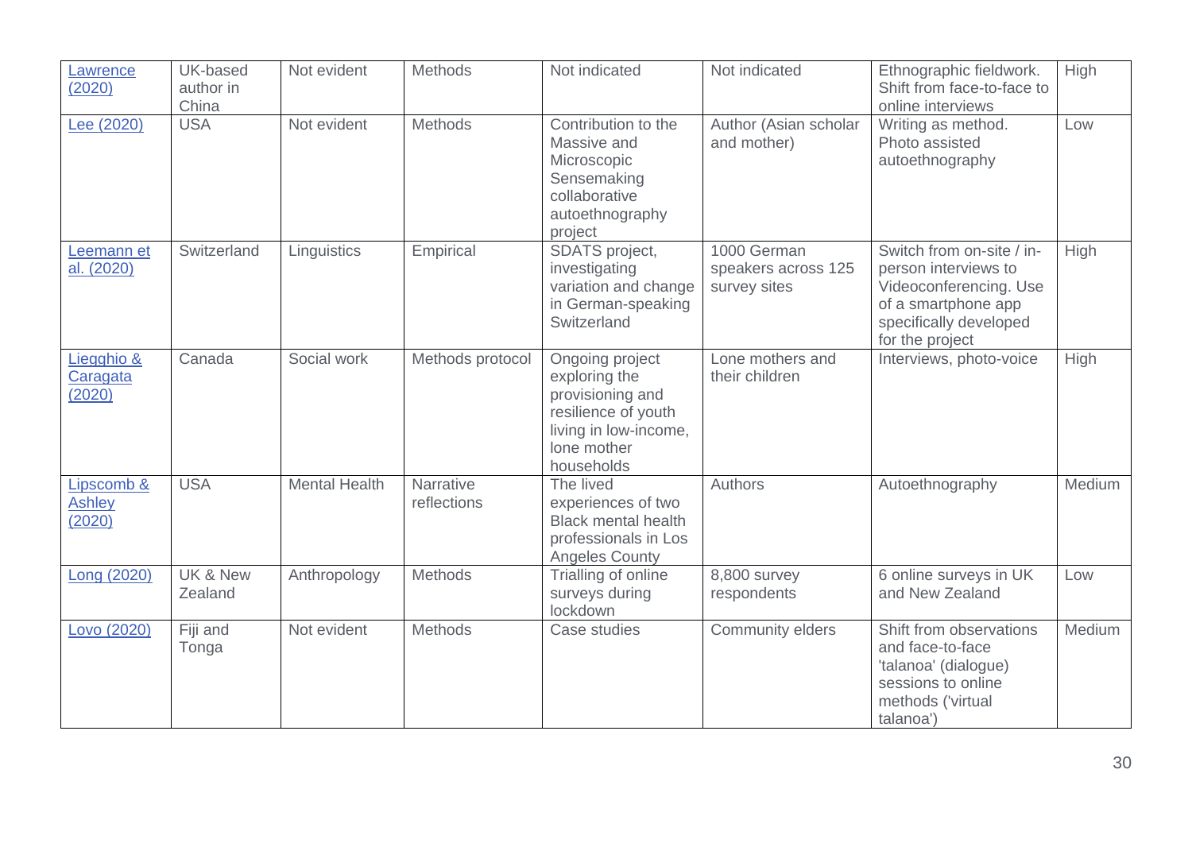| Lawrence (2020) | UK-based author in China | Not evident | Methods | Not indicated | Not indicated | Ethnographic fieldwork. Shift from face-to-face to online interviews | High |
|---|---|---|---|---|---|---|---|
| Lee (2020) | USA | Not evident | Methods | Contribution to the Massive and Microscopic Sensemaking collaborative autoethnography project | Author (Asian scholar and mother) | Writing as method. Photo assisted autoethnography | Low |
| Leemann et al. (2020) | Switzerland | Linguistics | Empirical | SDATS project, investigating variation and change in German-speaking Switzerland | 1000 German speakers across 125 survey sites | Switch from on-site / in-person interviews to Videoconferencing. Use of a smartphone app specifically developed for the project | High |
| Liegghio & Caragata (2020) | Canada | Social work | Methods protocol | Ongoing project exploring the provisioning and resilience of youth living in low-income, lone mother households | Lone mothers and their children | Interviews, photo-voice | High |
| Lipscomb & Ashley (2020) | USA | Mental Health | Narrative reflections | The lived experiences of two Black mental health professionals in Los Angeles County | Authors | Autoethnography | Medium |
| Long (2020) | UK & New Zealand | Anthropology | Methods | Trialling of online surveys during lockdown | 8,800 survey respondents | 6 online surveys in UK and New Zealand | Low |
| Lovo (2020) | Fiji and Tonga | Not evident | Methods | Case studies | Community elders | Shift from observations and face-to-face 'talanoa' (dialogue) sessions to online methods ('virtual talanoa') | Medium |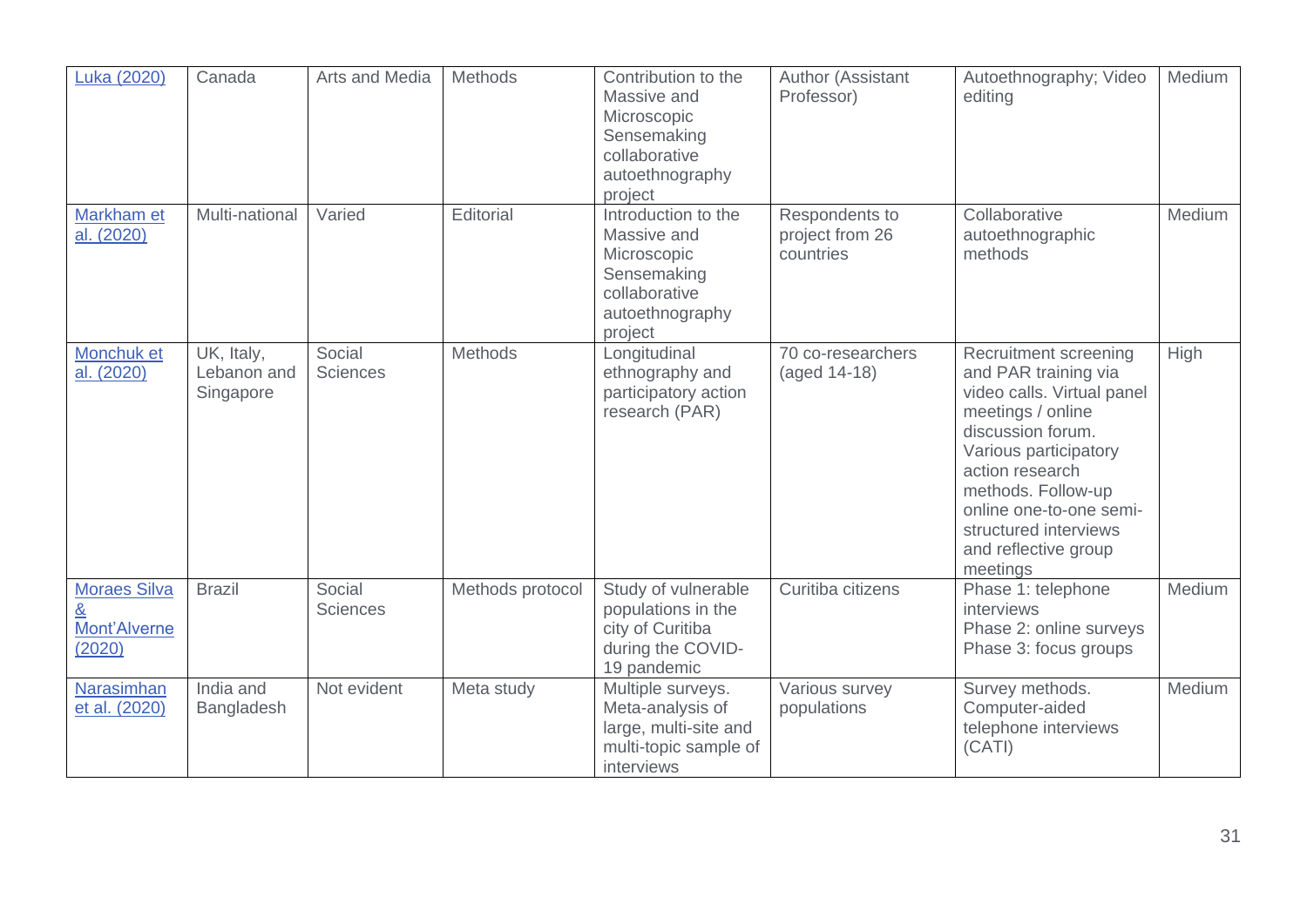| [Luka (2020)]() | Canada | Arts and Media | Methods | Contribution to the Massive and Microscopic Sensemaking collaborative autoethnography project | Author (Assistant Professor) | Autoethnography; Video editing | Medium |
|---|---|---|---|---|---|---|---|
| [Markham et al. (2020)]() | Multi-national | Varied | Editorial | Introduction to the Massive and Microscopic Sensemaking collaborative autoethnography project | Respondents to project from 26 countries | Collaborative autoethnographic methods | Medium |
| [Monchuk et al. (2020)]() | UK, Italy, Lebanon and Singapore | Social Sciences | Methods | Longitudinal ethnography and participatory action research (PAR) | 70 co-researchers (aged 14-18) | Recruitment screening and PAR training via video calls. Virtual panel meetings / online discussion forum. Various participatory action research methods. Follow-up online one-to-one semi-structured interviews and reflective group meetings | High |
| [Moraes Silva & Mont'Alverne (2020)]() | Brazil | Social Sciences | Methods protocol | Study of vulnerable populations in the city of Curitiba during the COVID-19 pandemic | Curitiba citizens | Phase 1: telephone interviews<br>Phase 2: online surveys<br>Phase 3: focus groups | Medium |
| [Narasimhan et al. (2020)]() | India and Bangladesh | Not evident | Meta study | Multiple surveys. Meta-analysis of large, multi-site and multi-topic sample of interviews | Various survey populations | Survey methods. Computer-aided telephone interviews (CATI) | Medium |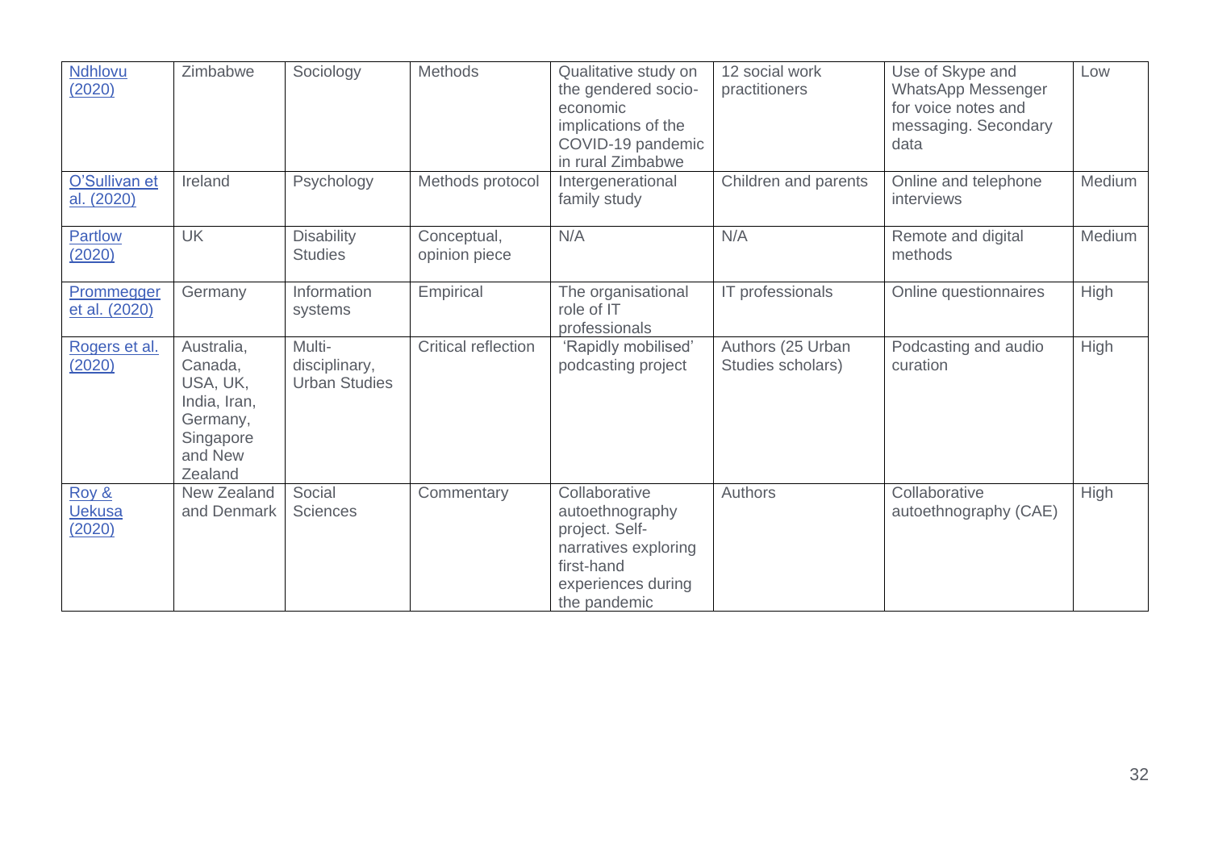| Ndhlovu (2020) | Zimbabwe | Sociology | Methods | Qualitative study on the gendered socio-economic implications of the COVID-19 pandemic in rural Zimbabwe | 12 social work practitioners | Use of Skype and WhatsApp Messenger for voice notes and messaging. Secondary data | Low |
|---|---|---|---|---|---|---|---|
| O'Sullivan et al. (2020) | Ireland | Psychology | Methods protocol | Intergenerational family study | Children and parents | Online and telephone interviews | Medium |
| Partlow (2020) | UK | Disability Studies | Conceptual, opinion piece | N/A | N/A | Remote and digital methods | Medium |
| Prommegger et al. (2020) | Germany | Information systems | Empirical | The organisational role of IT professionals | IT professionals | Online questionnaires | High |
| Rogers et al. (2020) | Australia, Canada, USA, UK, India, Iran, Germany, Singapore and New Zealand | Multi-disciplinary, Urban Studies | Critical reflection | 'Rapidly mobilised' podcasting project | Authors (25 Urban Studies scholars) | Podcasting and audio curation | High |
| Roy & Uekusa (2020) | New Zealand and Denmark | Social Sciences | Commentary | Collaborative autoethnography project. Self-narratives exploring first-hand experiences during the pandemic | Authors | Collaborative autoethnography (CAE) | High |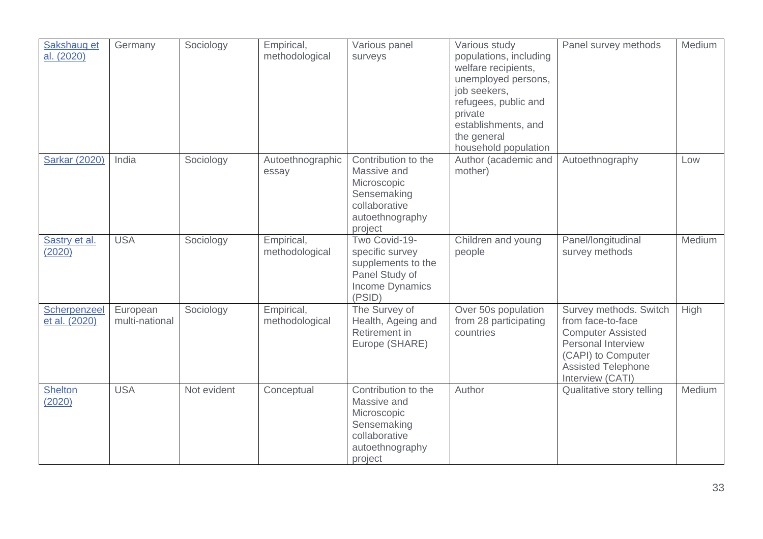| [Sakshaug et al. (2020)]() | Germany | Sociology | Empirical, methodological | Various panel surveys | Various study populations, including welfare recipients, unemployed persons, job seekers, refugees, public and private establishments, and the general household population | Panel survey methods | Medium |
|---|---|---|---|---|---|---|---|
| [Sarkar (2020)]() | India | Sociology | Autoethnographic essay | Contribution to the Massive and Microscopic Sensemaking collaborative autoethnography project | Author (academic and mother) | Autoethnography | Low |
| [Sastry et al. (2020)]() | USA | Sociology | Empirical, methodological | Two Covid-19-specific survey supplements to the Panel Study of Income Dynamics (PSID) | Children and young people | Panel/longitudinal survey methods | Medium |
| [Scherpenzeel et al. (2020)]() | European multi-national | Sociology | Empirical, methodological | The Survey of Health, Ageing and Retirement in Europe (SHARE) | Over 50s population from 28 participating countries | Survey methods. Switch from face-to-face Computer Assisted Personal Interview (CAPI) to Computer Assisted Telephone Interview (CATI) | High |
| [Shelton (2020)]() | USA | Not evident | Conceptual | Contribution to the Massive and Microscopic Sensemaking collaborative autoethnography project | Author | Qualitative story telling | Medium |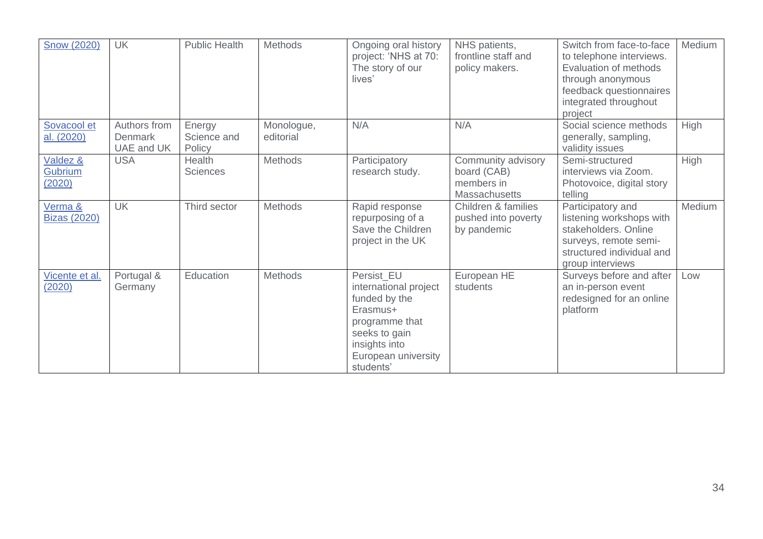| [Snow (2020)]() | UK | Public Health | Methods | Ongoing oral history project: 'NHS at 70: The story of our lives' | NHS patients, frontline staff and policy makers. | Switch from face-to-face to telephone interviews. Evaluation of methods through anonymous feedback questionnaires integrated throughout project | Medium |
|---|---|---|---|---|---|---|---|
| [Sovacool et al. (2020)]() | Authors from Denmark UAE and UK | Energy Science and Policy | Monologue, editorial | N/A | N/A | Social science methods generally, sampling, validity issues | High |
| [Valdez & Gubrium (2020)]() | USA | Health Sciences | Methods | Participatory research study. | Community advisory board (CAB) members in Massachusetts | Semi-structured interviews via Zoom. Photovoice, digital story telling | High |
| [Verma & Bizas (2020)]() | UK | Third sector | Methods | Rapid response repurposing of a Save the Children project in the UK | Children & families pushed into poverty by pandemic | Participatory and listening workshops with stakeholders. Online surveys, remote semi-structured individual and group interviews | Medium |
| [Vicente et al. (2020)]() | Portugal & Germany | Education | Methods | Persist_EU international project funded by the Erasmus+ programme that seeks to gain insights into European university students' | European HE students | Surveys before and after an in-person event redesigned for an online platform | Low |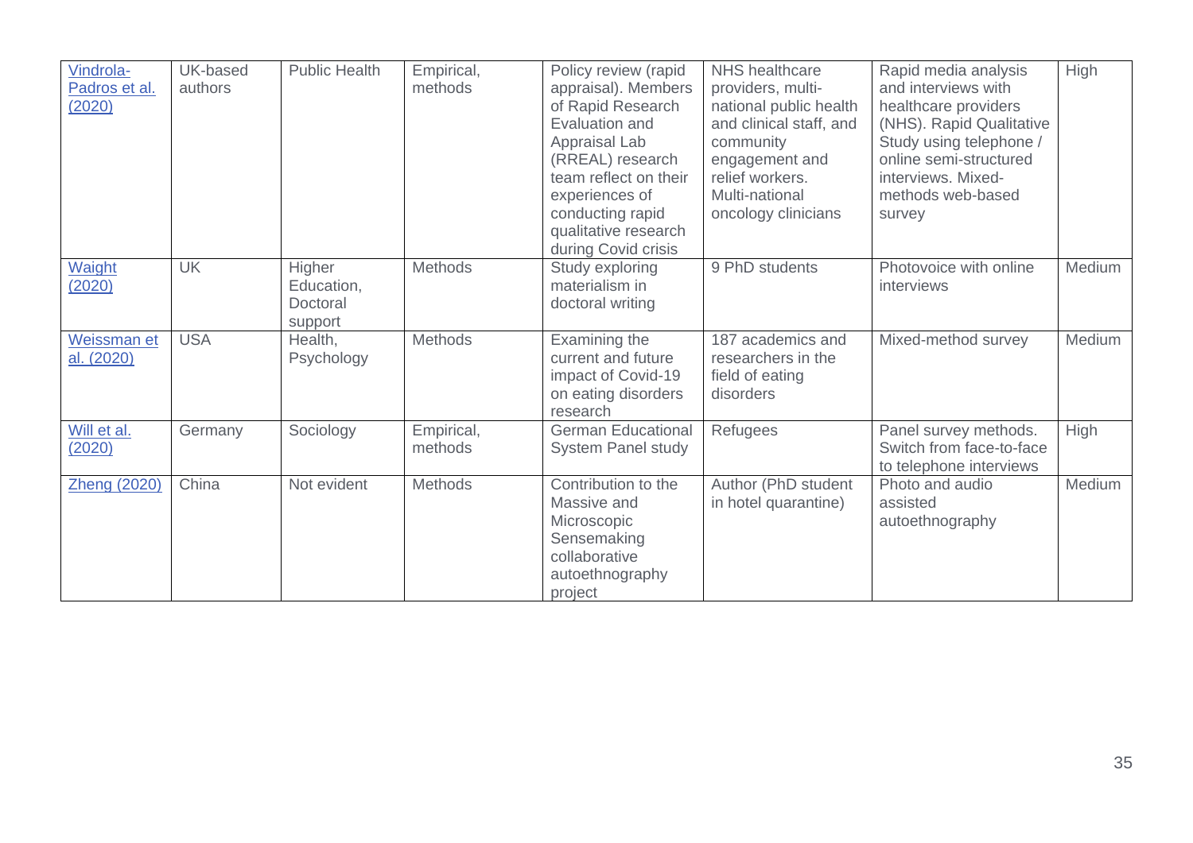| | | | | | | | |
|---|---|---|---|---|---|---|---|
| Vindrola-Padros et al. (2020) | UK-based authors | Public Health | Empirical, methods | Policy review (rapid appraisal). Members of Rapid Research Evaluation and Appraisal Lab (RREAL) research team reflect on their experiences of conducting rapid qualitative research during Covid crisis | NHS healthcare providers, multi-national public health and clinical staff, and community engagement and relief workers. Multi-national oncology clinicians | Rapid media analysis and interviews with healthcare providers (NHS). Rapid Qualitative Study using telephone / online semi-structured interviews. Mixed-methods web-based survey | High |
| Waight (2020) | UK | Higher Education, Doctoral support | Methods | Study exploring materialism in doctoral writing | 9 PhD students | Photovoice with online interviews | Medium |
| Weissman et al. (2020) | USA | Health, Psychology | Methods | Examining the current and future impact of Covid-19 on eating disorders research | 187 academics and researchers in the field of eating disorders | Mixed-method survey | Medium |
| Will et al. (2020) | Germany | Sociology | Empirical, methods | German Educational System Panel study | Refugees | Panel survey methods. Switch from face-to-face to telephone interviews | High |
| Zheng (2020) | China | Not evident | Methods | Contribution to the Massive and Microscopic Sensemaking collaborative autoethnography project | Author (PhD student in hotel quarantine) | Photo and audio assisted autoethnography | Medium |